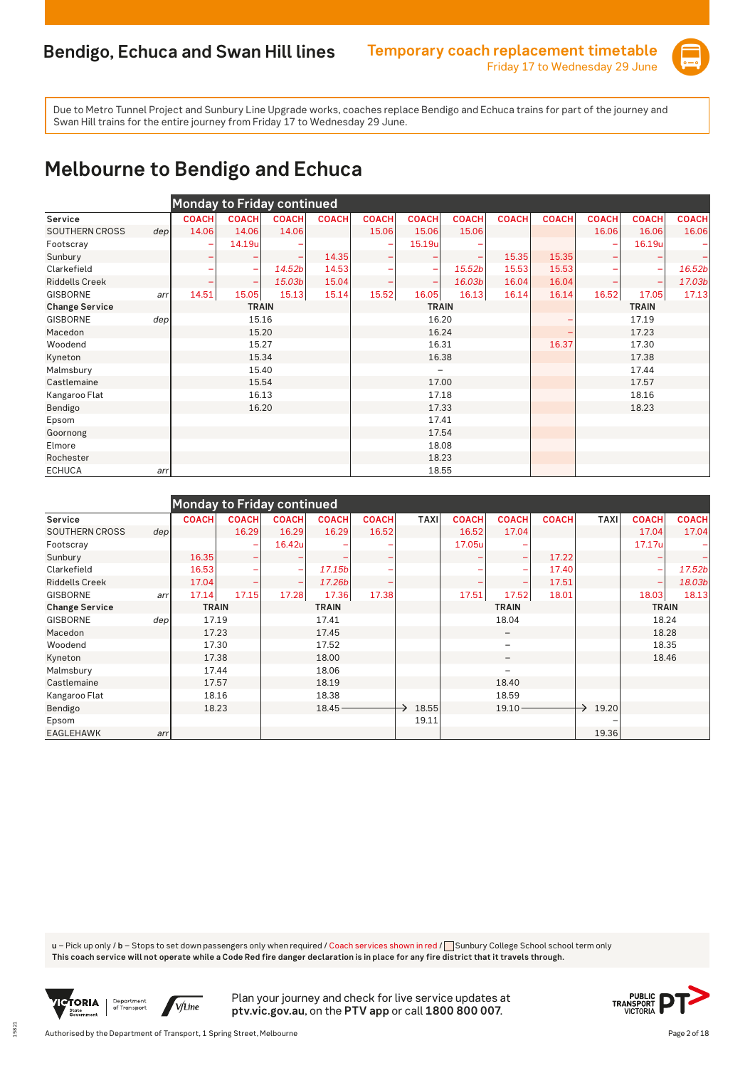# Bendigo, Echuca and Swan Hill lines

**Temporary coach replacement timetable**
Friday 17 to Wednesday 29 June

Due to Metro Tunnel Project and Sunbury Line Upgrade works, coaches replace Bendigo and Echuca trains for part of the journey and Swan Hill trains for the entire journey from Friday 17 to Wednesday 29 June.

## Melbourne to Bendigo and Echuca

**Monday to Friday continued**

| Service | | COACH | COACH | COACH | COACH | COACH | COACH | COACH | COACH | COACH | COACH | COACH | COACH |
|---|---|---|---|---|---|---|---|---|---|---|---|---|---|
| SOUTHERN CROSS | dep | 14.06 | 14.06 | 14.06 | | 15.06 | 15.06 | 15.06 | | | 16.06 | 16.06 | 16.06 |
| Footscray | | – | 14.19u | – | | – | 15.19u | – | | | – | 16.19u | – |
| Sunbury | | – | – | – | 14.35 | – | – | – | 15.35 | 15.35 | – | – | – |
| Clarkefield | | – | – | 14.52b | 14.53 | – | – | 15.52b | 15.53 | 15.53 | – | – | 16.52b |
| Riddells Creek | | – | – | 15.03b | 15.04 | – | – | 16.03b | 16.04 | 16.04 | – | – | 17.03b |
| GISBORNE | arr | 14.51 | 15.05 | 15.13 | 15.14 | 15.52 | 16.05 | 16.13 | 16.14 | 16.14 | 16.52 | 17.05 | 17.13 |
| **Change Service** | | | TRAIN | | | | TRAIN | | | | | TRAIN | |
| GISBORNE | dep | | 15.16 | | | | 16.20 | | | – | | 17.19 | |
| Macedon | | | 15.20 | | | | 16.24 | | | – | | 17.23 | |
| Woodend | | | 15.27 | | | | 16.31 | | | 16.37 | | 17.30 | |
| Kyneton | | | 15.34 | | | | 16.38 | | | | | 17.38 | |
| Malmsbury | | | 15.40 | | | | – | | | | | 17.44 | |
| Castlemaine | | | 15.54 | | | | 17.00 | | | | | 17.57 | |
| Kangaroo Flat | | | 16.13 | | | | 17.18 | | | | | 18.16 | |
| Bendigo | | | 16.20 | | | | 17.33 | | | | | 18.23 | |
| Epsom | | | | | | | 17.41 | | | | | | |
| Goornong | | | | | | | 17.54 | | | | | | |
| Elmore | | | | | | | 18.08 | | | | | | |
| Rochester | | | | | | | 18.23 | | | | | | |
| ECHUCA | arr | | | | | | 18.55 | | | | | | |

**Monday to Friday continued**

| Service | | COACH | COACH | COACH | COACH | COACH | TAXI | COACH | COACH | COACH | TAXI | COACH | COACH |
|---|---|---|---|---|---|---|---|---|---|---|---|---|---|
| SOUTHERN CROSS | dep | | 16.29 | 16.29 | 16.29 | 16.52 | | 16.52 | 17.04 | | | 17.04 | 17.04 |
| Footscray | | | – | 16.42u | – | – | | 17.05u | – | | | 17.17u | – |
| Sunbury | | 16.35 | – | – | – | – | | – | – | 17.22 | | – | – |
| Clarkefield | | 16.53 | – | – | 17.15b | – | | – | – | 17.40 | | – | 17.52b |
| Riddells Creek | | 17.04 | – | – | 17.26b | – | | – | – | 17.51 | | – | 18.03b |
| GISBORNE | arr | 17.14 | 17.15 | 17.28 | 17.36 | 17.38 | | 17.51 | 17.52 | 18.01 | | 18.03 | 18.13 |
| **Change Service** | | TRAIN | | | TRAIN | | | | TRAIN | | | TRAIN | |
| GISBORNE | dep | 17.19 | | | 17.41 | | | | 18.04 | | | 18.24 | |
| Macedon | | 17.23 | | | 17.45 | | | | – | | | 18.28 | |
| Woodend | | 17.30 | | | 17.52 | | | | – | | | 18.35 | |
| Kyneton | | 17.38 | | | 18.00 | | | | – | | | 18.46 | |
| Malmsbury | | 17.44 | | | 18.06 | | | | – | | | | |
| Castlemaine | | 17.57 | | | 18.19 | | | | 18.40 | | | | |
| Kangaroo Flat | | 18.16 | | | 18.38 | | | | 18.59 | | | | |
| Bendigo | | 18.23 | | | 18.45 → | | 18.55 | | 19.10 → | | 19.20 | | |
| Epsom | | | | | | | 19.11 | | | | – | | |
| EAGLEHAWK | arr | | | | | | | | | | 19.36 | | |

u – Pick up only / b – Stops to set down passengers only when required / Coach services shown in red / Sunbury College School school term only
**This coach service will not operate while a Code Red fire danger declaration is in place for any fire district that it travels through.**

Plan your journey and check for live service updates at **ptv.vic.gov.au**, on the **PTV app** or call **1800 800 007**.

Authorised by the Department of Transport, 1 Spring Street, Melbourne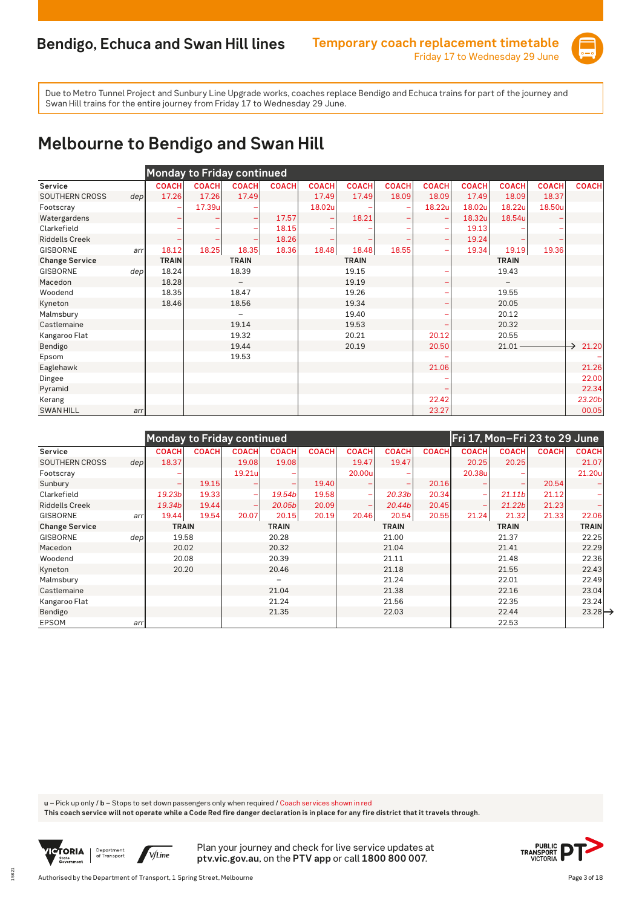## Bendigo, Echuca and Swan Hill lines

**Temporary coach replacement timetable**
Friday 17 to Wednesday 29 June

Due to Metro Tunnel Project and Sunbury Line Upgrade works, coaches replace Bendigo and Echuca trains for part of the journey and Swan Hill trains for the entire journey from Friday 17 to Wednesday 29 June.

# Melbourne to Bendigo and Swan Hill

| | | Monday to Friday continued | | | | | | | | | | | |
|---|---|---|---|---|---|---|---|---|---|---|---|---|---|
| **Service** | | COACH | COACH | COACH | COACH | COACH | COACH | COACH | COACH | COACH | COACH | COACH | COACH |
| SOUTHERN CROSS | dep | 17.26 | 17.26 | 17.49 | | 17.49 | 17.49 | 18.09 | 18.09 | 17.49 | 18.09 | 18.37 | |
| Footscray | | – | 17.39u | – | | 18.02u | – | – | 18.22u | 18.02u | 18.22u | 18.50u | |
| Watergardens | | – | – | – | 17.57 | – | 18.21 | – | – | 18.32u | 18.54u | – | |
| Clarkefield | | – | – | – | 18.15 | – | – | – | – | 19.13 | – | – | |
| Riddells Creek | | – | – | – | 18.26 | – | – | – | – | 19.24 | – | – | |
| GISBORNE | arr | 18.12 | 18.25 | 18.35 | 18.36 | 18.48 | 18.48 | 18.55 | – | 19.34 | 19.19 | 19.36 | |
| **Change Service** | | TRAIN | | TRAIN | | | TRAIN | | | | TRAIN | | |
| GISBORNE | dep | 18.24 | | 18.39 | | | 19.15 | | – | | 19.43 | | |
| Macedon | | 18.28 | | – | | | 19.19 | | – | | – | | |
| Woodend | | 18.35 | | 18.47 | | | 19.26 | | – | | 19.55 | | |
| Kyneton | | 18.46 | | 18.56 | | | 19.34 | | – | | 20.05 | | |
| Malmsbury | | | | – | | | 19.40 | | – | | 20.12 | | |
| Castlemaine | | | | 19.14 | | | 19.53 | | – | | 20.32 | | |
| Kangaroo Flat | | | | 19.32 | | | 20.21 | | 20.12 | | 20.55 | | |
| Bendigo | | | | 19.44 | | | 20.19 | | 20.50 | | 21.01 → | | 21.20 |
| Epsom | | | | 19.53 | | | | | – | | | | – |
| Eaglehawk | | | | | | | | | 21.06 | | | | 21.26 |
| Dingee | | | | | | | | | – | | | | 22.00 |
| Pyramid | | | | | | | | | – | | | | 22.34 |
| Kerang | | | | | | | | | 22.42 | | | | *23.20b* |
| SWAN HILL | arr | | | | | | | | 23.27 | | | | 00.05 |

| | | Monday to Friday continued | | | | | | | | Fri 17, Mon–Fri 23 to 29 June | | | |
|---|---|---|---|---|---|---|---|---|---|---|---|---|---|
| **Service** | | COACH | COACH | COACH | COACH | COACH | COACH | COACH | COACH | COACH | COACH | COACH | COACH |
| SOUTHERN CROSS | dep | 18.37 | | 19.08 | 19.08 | | 19.47 | 19.47 | | 20.25 | 20.25 | | 21.07 |
| Footscray | | – | | 19.21u | – | | 20.00u | – | | 20.38u | – | | 21.20u |
| Sunbury | | – | 19.15 | – | – | 19.40 | – | – | 20.16 | – | – | 20.54 | – |
| Clarkefield | | *19.23b* | 19.33 | – | *19.54b* | 19.58 | – | *20.33b* | 20.34 | – | *21.11b* | 21.12 | – |
| Riddells Creek | | *19.34b* | 19.44 | – | *20.05b* | 20.09 | – | *20.44b* | 20.45 | – | *21.22b* | 21.23 | – |
| GISBORNE | arr | 19.44 | 19.54 | 20.07 | 20.15 | 20.19 | 20.46 | 20.54 | 20.55 | 21.24 | 21.32 | 21.33 | 22.06 |
| **Change Service** | | | TRAIN | | TRAIN | | | TRAIN | | | TRAIN | | TRAIN |
| GISBORNE | dep | | 19.58 | | 20.28 | | | 21.00 | | | 21.37 | | 22.25 |
| Macedon | | | 20.02 | | 20.32 | | | 21.04 | | | 21.41 | | 22.29 |
| Woodend | | | 20.08 | | 20.39 | | | 21.11 | | | 21.48 | | 22.36 |
| Kyneton | | | 20.20 | | 20.46 | | | 21.18 | | | 21.55 | | 22.43 |
| Malmsbury | | | | | – | | | 21.24 | | | 22.01 | | 22.49 |
| Castlemaine | | | | | 21.04 | | | 21.38 | | | 22.16 | | 23.04 |
| Kangaroo Flat | | | | | 21.24 | | | 21.56 | | | 22.35 | | 23.24 |
| Bendigo | | | | | 21.35 | | | 22.03 | | | 22.44 | | 23.28 → |
| EPSOM | arr | | | | | | | | | | 22.53 | | |

u – Pick up only / b – Stops to set down passengers only when required / Coach services shown in red
**This coach service will not operate while a Code Red fire danger declaration is in place for any fire district that it travels through.**

Plan your journey and check for live service updates at **ptv.vic.gov.au**, on the **PTV app** or call **1800 800 007**.

Authorised by the Department of Transport, 1 Spring Street, Melbourne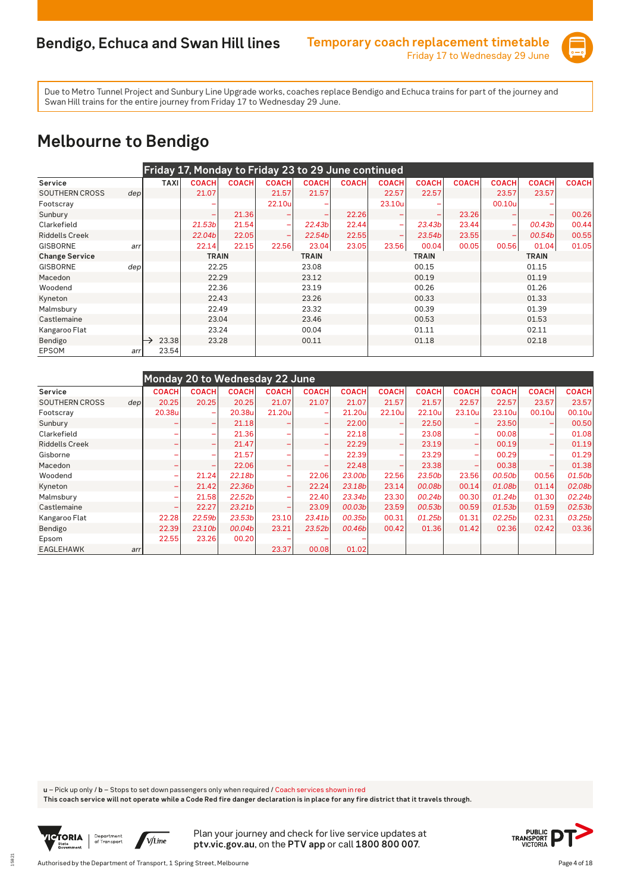# Bendigo, Echuca and Swan Hill lines

**Temporary coach replacement timetable**
Friday 17 to Wednesday 29 June

Due to Metro Tunnel Project and Sunbury Line Upgrade works, coaches replace Bendigo and Echuca trains for part of the journey and Swan Hill trains for the entire journey from Friday 17 to Wednesday 29 June.

## Melbourne to Bendigo

**Friday 17, Monday to Friday 23 to 29 June continued**

| Service | | TAXI | COACH | COACH | COACH | COACH | COACH | COACH | COACH | COACH | COACH | COACH | COACH |
|---|---|---|---|---|---|---|---|---|---|---|---|---|---|
| SOUTHERN CROSS | dep | | 21.07 | | 21.57 | 21.57 | | 22.57 | 22.57 | | 23.57 | 23.57 | |
| Footscray | | | – | | 22.10u | – | | 23.10u | – | | 00.10u | – | |
| Sunbury | | | – | 21.36 | – | – | 22.26 | – | – | 23.26 | – | – | 00.26 |
| Clarkefield | | | 21.53b | 21.54 | – | 22.43b | 22.44 | – | 23.43b | 23.44 | – | 00.43b | 00.44 |
| Riddells Creek | | | 22.04b | 22.05 | – | 22.54b | 22.55 | – | 23.54b | 23.55 | – | 00.54b | 00.55 |
| GISBORNE | arr | | 22.14 | 22.15 | 22.56 | 23.04 | 23.05 | 23.56 | 00.04 | 00.05 | 00.56 | 01.04 | 01.05 |
| **Change Service** | | | **TRAIN** | | | **TRAIN** | | | **TRAIN** | | | **TRAIN** | |
| GISBORNE | dep | | 22.25 | | | 23.08 | | | 00.15 | | | 01.15 | |
| Macedon | | | 22.29 | | | 23.12 | | | 00.19 | | | 01.19 | |
| Woodend | | | 22.36 | | | 23.19 | | | 00.26 | | | 01.26 | |
| Kyneton | | | 22.43 | | | 23.26 | | | 00.33 | | | 01.33 | |
| Malmsbury | | | 22.49 | | | 23.32 | | | 00.39 | | | 01.39 | |
| Castlemaine | | | 23.04 | | | 23.46 | | | 00.53 | | | 01.53 | |
| Kangaroo Flat | | | 23.24 | | | 00.04 | | | 01.11 | | | 02.11 | |
| Bendigo | | → 23.38 | 23.28 | | | 00.11 | | | 01.18 | | | 02.18 | |
| EPSOM | arr | 23.54 | | | | | | | | | | | |

**Monday 20 to Wednesday 22 June**

| Service | | COACH | COACH | COACH | COACH | COACH | COACH | COACH | COACH | COACH | COACH | COACH | COACH |
|---|---|---|---|---|---|---|---|---|---|---|---|---|---|
| SOUTHERN CROSS | dep | 20.25 | 20.25 | 20.25 | 21.07 | 21.07 | 21.07 | 21.57 | 21.57 | 22.57 | 22.57 | 23.57 | 23.57 |
| Footscray | | 20.38u | – | 20.38u | 21.20u | – | 21.20u | 22.10u | 22.10u | 23.10u | 23.10u | 00.10u | 00.10u |
| Sunbury | | – | – | 21.18 | – | – | 22.00 | – | 22.50 | – | 23.50 | – | 00.50 |
| Clarkefield | | – | – | 21.36 | – | – | 22.18 | – | 23.08 | – | 00.08 | – | 01.08 |
| Riddells Creek | | – | – | 21.47 | – | – | 22.29 | – | 23.19 | – | 00.19 | – | 01.19 |
| Gisborne | | – | – | 21.57 | – | – | 22.39 | – | 23.29 | – | 00.29 | – | 01.29 |
| Macedon | | – | – | 22.06 | – | – | 22.48 | – | 23.38 | – | 00.38 | – | 01.38 |
| Woodend | | – | 21.24 | 22.18b | – | 22.06 | 23.00b | 22.56 | 23.50b | 23.56 | 00.50b | 00.56 | 01.50b |
| Kyneton | | – | 21.42 | 22.36b | – | 22.24 | 23.18b | 23.14 | 00.08b | 00.14 | 01.08b | 01.14 | 02.08b |
| Malmsbury | | – | 21.58 | 22.52b | – | 22.40 | 23.34b | 23.30 | 00.24b | 00.30 | 01.24b | 01.30 | 02.24b |
| Castlemaine | | – | 22.27 | 23.21b | – | 23.09 | 00.03b | 23.59 | 00.53b | 00.59 | 01.53b | 01.59 | 02.53b |
| Kangaroo Flat | | 22.28 | 22.59b | 23.53b | 23.10 | 23.41b | 00.35b | 00.31 | 01.25b | 01.31 | 02.25b | 02.31 | 03.25b |
| Bendigo | | 22.39 | 23.10b | 00.04b | 23.21 | 23.52b | 00.46b | 00.42 | 01.36 | 01.42 | 02.36 | 02.42 | 03.36 |
| Epsom | | 22.55 | 23.26 | 00.20 | – | – | – | | | | | | |
| EAGLEHAWK | arr | | | | 23.37 | 00.08 | 01.02 | | | | | | |

u – Pick up only / b – Stops to set down passengers only when required / Coach services shown in red

**This coach service will not operate while a Code Red fire danger declaration is in place for any fire district that it travels through.**

Plan your journey and check for live service updates at **ptv.vic.gov.au**, on the **PTV app** or call **1800 800 007**.

Authorised by the Department of Transport, 1 Spring Street, Melbourne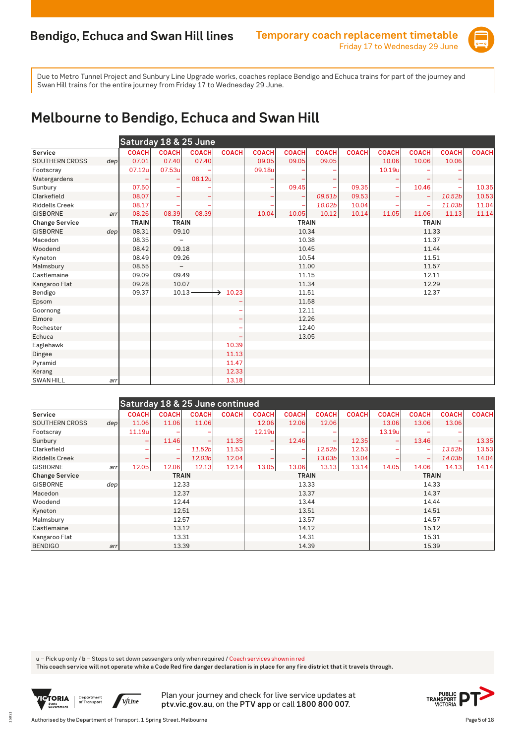# Bendigo, Echuca and Swan Hill lines

**Temporary coach replacement timetable**
Friday 17 to Wednesday 29 June

Due to Metro Tunnel Project and Sunbury Line Upgrade works, coaches replace Bendigo and Echuca trains for part of the journey and Swan Hill trains for the entire journey from Friday 17 to Wednesday 29 June.

## Melbourne to Bendigo, Echuca and Swan Hill

### Saturday 18 & 25 June

| Service | | COACH | COACH | COACH | COACH | COACH | COACH | COACH | COACH | COACH | COACH | COACH | COACH |
|---|---|---|---|---|---|---|---|---|---|---|---|---|---|
| SOUTHERN CROSS | dep | 07.01 | 07.40 | 07.40 | | 09.05 | 09.05 | 09.05 | | 10.06 | 10.06 | 10.06 | |
| Footscray | | 07.12u | 07.53u | – | | 09.18u | – | – | | 10.19u | – | – | |
| Watergardens | | – | – | 08.12u | | – | – | – | | – | – | – | |
| Sunbury | | 07.50 | – | – | | – | 09.45 | – | 09.35 | – | 10.46 | – | 10.35 |
| Clarkefield | | 08.07 | – | – | | – | – | 09.51b | 09.53 | – | – | 10.52b | 10.53 |
| Riddells Creek | | 08.17 | – | – | | – | – | 10.02b | 10.04 | – | – | 11.03b | 11.04 |
| GISBORNE | arr | 08.26 | 08.39 | 08.39 | | 10.04 | 10.05 | 10.12 | 10.14 | 11.05 | 11.06 | 11.13 | 11.14 |
| **Change Service** | | TRAIN | TRAIN | | | TRAIN | | | | TRAIN | | | |
| GISBORNE | dep | 08.31 | 09.10 | | | 10.34 | | | | 11.33 | | | |
| Macedon | | 08.35 | – | | | 10.38 | | | | 11.37 | | | |
| Woodend | | 08.42 | 09.18 | | | 10.45 | | | | 11.44 | | | |
| Kyneton | | 08.49 | 09.26 | | | 10.54 | | | | 11.51 | | | |
| Malmsbury | | 08.55 | – | | | 11.00 | | | | 11.57 | | | |
| Castlemaine | | 09.09 | 09.49 | | | 11.15 | | | | 12.11 | | | |
| Kangaroo Flat | | 09.28 | 10.07 | | | 11.34 | | | | 12.29 | | | |
| Bendigo | | 09.37 | 10.13 → | | 10.23 | 11.51 | | | | 12.37 | | | |
| Epsom | | | | | – | 11.58 | | | | | | | |
| Goornong | | | | | – | 12.11 | | | | | | | |
| Elmore | | | | | – | 12.26 | | | | | | | |
| Rochester | | | | | – | 12.40 | | | | | | | |
| Echuca | | | | | – | 13.05 | | | | | | | |
| Eaglehawk | | | | | 10.39 | | | | | | | | |
| Dingee | | | | | 11.13 | | | | | | | | |
| Pyramid | | | | | 11.47 | | | | | | | | |
| Kerang | | | | | 12.33 | | | | | | | | |
| SWAN HILL | arr | | | | 13.18 | | | | | | | | |

### Saturday 18 & 25 June continued

| Service | | COACH | COACH | COACH | COACH | COACH | COACH | COACH | COACH | COACH | COACH | COACH | COACH |
|---|---|---|---|---|---|---|---|---|---|---|---|---|---|
| SOUTHERN CROSS | dep | 11.06 | 11.06 | 11.06 | | 12.06 | 12.06 | 12.06 | | 13.06 | 13.06 | 13.06 | |
| Footscray | | 11.19u | – | – | | 12.19u | – | – | | 13.19u | – | – | |
| Sunbury | | – | 11.46 | – | 11.35 | – | 12.46 | – | 12.35 | – | 13.46 | – | 13.35 |
| Clarkefield | | – | – | 11.52b | 11.53 | – | – | 12.52b | 12.53 | – | – | 13.52b | 13.53 |
| Riddells Creek | | – | – | 12.03b | 12.04 | – | – | 13.03b | 13.04 | – | – | 14.03b | 14.04 |
| GISBORNE | arr | 12.05 | 12.06 | 12.13 | 12.14 | 13.05 | 13.06 | 13.13 | 13.14 | 14.05 | 14.06 | 14.13 | 14.14 |
| **Change Service** | | TRAIN | | | | TRAIN | | | | TRAIN | | | |
| GISBORNE | dep | 12.33 | | | | 13.33 | | | | 14.33 | | | |
| Macedon | | 12.37 | | | | 13.37 | | | | 14.37 | | | |
| Woodend | | 12.44 | | | | 13.44 | | | | 14.44 | | | |
| Kyneton | | 12.51 | | | | 13.51 | | | | 14.51 | | | |
| Malmsbury | | 12.57 | | | | 13.57 | | | | 14.57 | | | |
| Castlemaine | | 13.12 | | | | 14.12 | | | | 15.12 | | | |
| Kangaroo Flat | | 13.31 | | | | 14.31 | | | | 15.31 | | | |
| BENDIGO | arr | 13.39 | | | | 14.39 | | | | 15.39 | | | |

**u** – Pick up only / **b** – Stops to set down passengers only when required / Coach services shown in red

**This coach service will not operate while a Code Red fire danger declaration is in place for any fire district that it travels through.**

Plan your journey and check for live service updates at **ptv.vic.gov.au**, on the **PTV app** or call **1800 800 007**.

Authorised by the Department of Transport, 1 Spring Street, Melbourne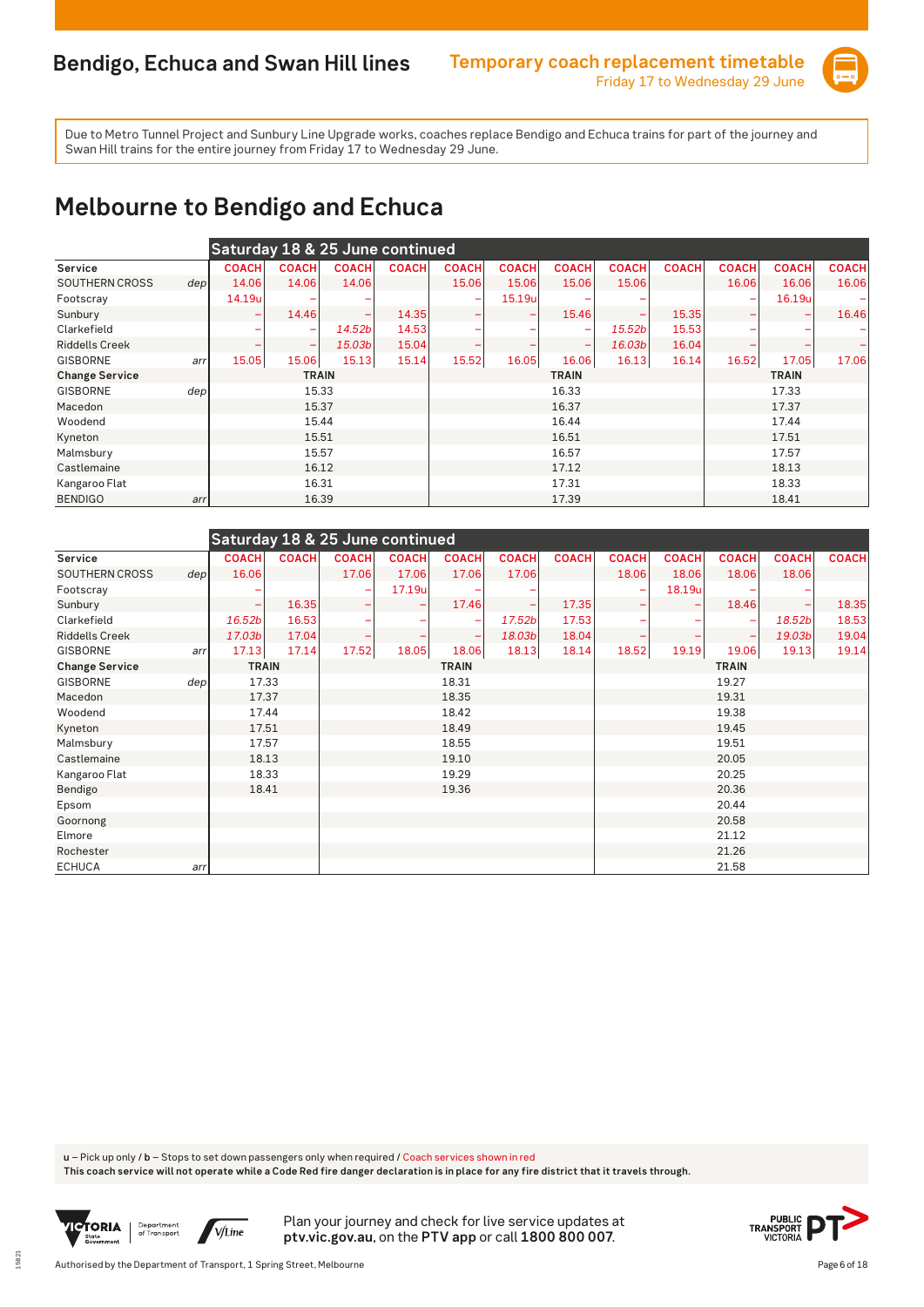## Bendigo, Echuca and Swan Hill lines

**Temporary coach replacement timetable**
Friday 17 to Wednesday 29 June

Due to Metro Tunnel Project and Sunbury Line Upgrade works, coaches replace Bendigo and Echuca trains for part of the journey and Swan Hill trains for the entire journey from Friday 17 to Wednesday 29 June.

# Melbourne to Bendigo and Echuca

| Saturday 18 & 25 June continued | | | | | | | | | | | | | |
|---|---|---|---|---|---|---|---|---|---|---|---|---|---|
| Service | | COACH | COACH | COACH | COACH | COACH | COACH | COACH | COACH | COACH | COACH | COACH | COACH |
| SOUTHERN CROSS | dep | 14.06 | 14.06 | 14.06 | | 15.06 | 15.06 | 15.06 | 15.06 | | 16.06 | 16.06 | 16.06 |
| Footscray | | 14.19u | – | – | | – | 15.19u | – | – | | – | 16.19u | – |
| Sunbury | | – | 14.46 | – | 14.35 | – | – | 15.46 | – | 15.35 | – | – | 16.46 |
| Clarkefield | | – | – | 14.52b | 14.53 | – | – | – | 15.52b | 15.53 | – | – | – |
| Riddells Creek | | – | – | 15.03b | 15.04 | – | – | – | 16.03b | 16.04 | – | – | – |
| GISBORNE | arr | 15.05 | 15.06 | 15.13 | 15.14 | 15.52 | 16.05 | 16.06 | 16.13 | 16.14 | 16.52 | 17.05 | 17.06 |
| **Change Service** | | TRAIN | | | | TRAIN | | | | | TRAIN | | |
| GISBORNE | dep | 15.33 | | | | 16.33 | | | | | 17.33 | | |
| Macedon | | 15.37 | | | | 16.37 | | | | | 17.37 | | |
| Woodend | | 15.44 | | | | 16.44 | | | | | 17.44 | | |
| Kyneton | | 15.51 | | | | 16.51 | | | | | 17.51 | | |
| Malmsbury | | 15.57 | | | | 16.57 | | | | | 17.57 | | |
| Castlemaine | | 16.12 | | | | 17.12 | | | | | 18.13 | | |
| Kangaroo Flat | | 16.31 | | | | 17.31 | | | | | 18.33 | | |
| BENDIGO | arr | 16.39 | | | | 17.39 | | | | | 18.41 | | |

| Saturday 18 & 25 June continued | | | | | | | | | | | | | |
|---|---|---|---|---|---|---|---|---|---|---|---|---|---|
| Service | | COACH | COACH | COACH | COACH | COACH | COACH | COACH | COACH | COACH | COACH | COACH | COACH |
| SOUTHERN CROSS | dep | 16.06 | | 17.06 | 17.06 | 17.06 | 17.06 | | 18.06 | 18.06 | 18.06 | 18.06 | |
| Footscray | | – | | – | 17.19u | – | – | | – | 18.19u | – | – | |
| Sunbury | | – | 16.35 | – | – | 17.46 | – | 17.35 | – | – | 18.46 | – | 18.35 |
| Clarkefield | | 16.52b | 16.53 | – | – | – | 17.52b | 17.53 | – | – | – | 18.52b | 18.53 |
| Riddells Creek | | 17.03b | 17.04 | – | – | – | 18.03b | 18.04 | – | – | – | 19.03b | 19.04 |
| GISBORNE | arr | 17.13 | 17.14 | 17.52 | 18.05 | 18.06 | 18.13 | 18.14 | 18.52 | 19.19 | 19.06 | 19.13 | 19.14 |
| **Change Service** | | TRAIN | | | | TRAIN | | | | | TRAIN | | |
| GISBORNE | dep | 17.33 | | | | 18.31 | | | | | 19.27 | | |
| Macedon | | 17.37 | | | | 18.35 | | | | | 19.31 | | |
| Woodend | | 17.44 | | | | 18.42 | | | | | 19.38 | | |
| Kyneton | | 17.51 | | | | 18.49 | | | | | 19.45 | | |
| Malmsbury | | 17.57 | | | | 18.55 | | | | | 19.51 | | |
| Castlemaine | | 18.13 | | | | 19.10 | | | | | 20.05 | | |
| Kangaroo Flat | | 18.33 | | | | 19.29 | | | | | 20.25 | | |
| Bendigo | | 18.41 | | | | 19.36 | | | | | 20.36 | | |
| Epsom | | | | | | | | | | | 20.44 | | |
| Goornong | | | | | | | | | | | 20.58 | | |
| Elmore | | | | | | | | | | | 21.12 | | |
| Rochester | | | | | | | | | | | 21.26 | | |
| ECHUCA | arr | | | | | | | | | | 21.58 | | |

**u** – Pick up only / **b** – Stops to set down passengers only when required / Coach services shown in red
**This coach service will not operate while a Code Red fire danger declaration is in place for any fire district that it travels through.**

Plan your journey and check for live service updates at **ptv.vic.gov.au**, on the **PTV app** or call **1800 800 007**.

Authorised by the Department of Transport, 1 Spring Street, Melbourne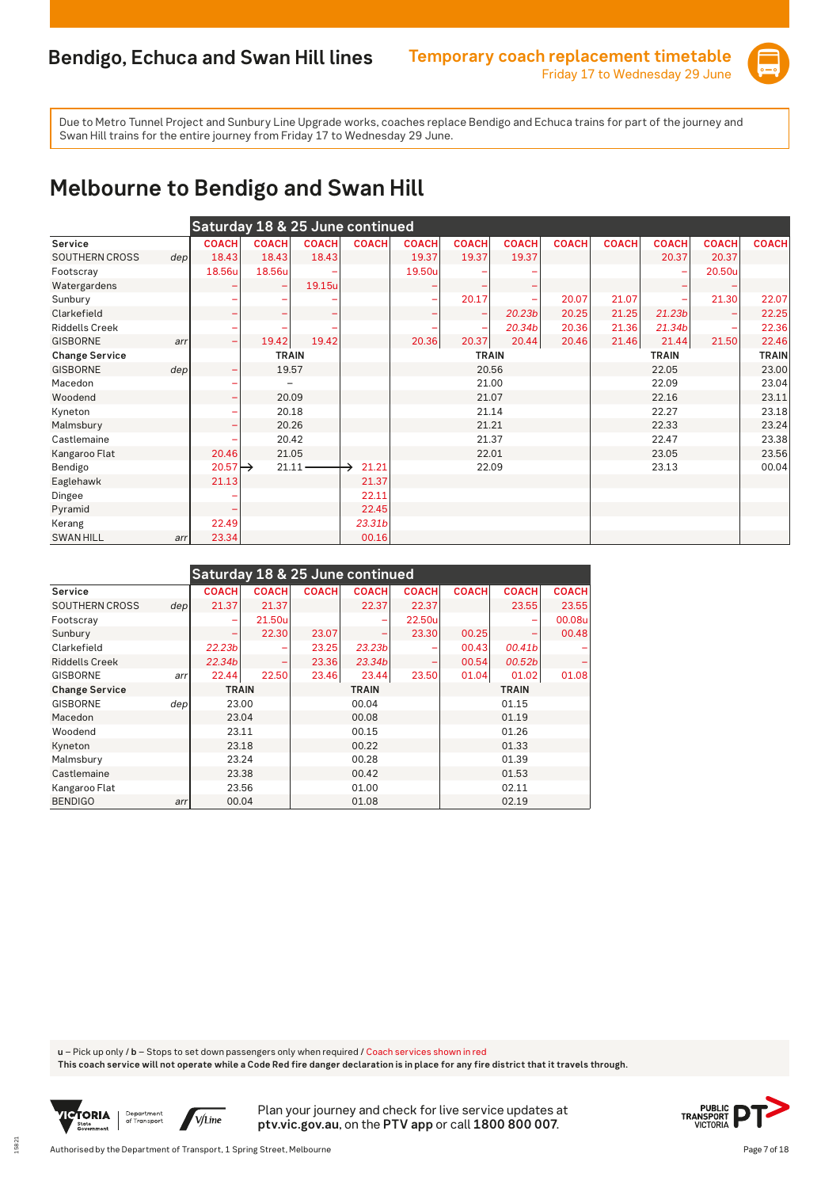# Bendigo, Echuca and Swan Hill lines

**Temporary coach replacement timetable**
Friday 17 to Wednesday 29 June

Due to Metro Tunnel Project and Sunbury Line Upgrade works, coaches replace Bendigo and Echuca trains for part of the journey and Swan Hill trains for the entire journey from Friday 17 to Wednesday 29 June.

## Melbourne to Bendigo and Swan Hill

**Saturday 18 & 25 June continued**

| Service | | COACH | COACH | COACH | COACH | COACH | COACH | COACH | COACH | COACH | COACH | COACH | COACH |
|---|---|---|---|---|---|---|---|---|---|---|---|---|---|
| SOUTHERN CROSS | dep | 18.43 | 18.43 | 18.43 | | 19.37 | 19.37 | 19.37 | | | 20.37 | 20.37 | |
| Footscray | | 18.56u | 18.56u | – | | 19.50u | – | – | | | – | 20.50u | |
| Watergardens | | – | – | 19.15u | | – | – | – | | | – | – | |
| Sunbury | | – | – | – | | – | 20.17 | – | 20.07 | 21.07 | – | 21.30 | 22.07 |
| Clarkefield | | – | – | – | | – | – | *20.23b* | 20.25 | 21.25 | *21.23b* | – | 22.25 |
| Riddells Creek | | – | – | – | | – | – | *20.34b* | 20.36 | 21.36 | *21.34b* | – | 22.36 |
| GISBORNE | arr | – | 19.42 | 19.42 | | 20.36 | 20.37 | 20.44 | 20.46 | 21.46 | 21.44 | 21.50 | 22.46 |
| **Change Service** | | | **TRAIN** | | | | **TRAIN** | | | | **TRAIN** | | **TRAIN** |
| GISBORNE | dep | – | 19.57 | | | | 20.56 | | | | 22.05 | | 23.00 |
| Macedon | | – | – | | | | 21.00 | | | | 22.09 | | 23.04 |
| Woodend | | – | 20.09 | | | | 21.07 | | | | 22.16 | | 23.11 |
| Kyneton | | – | 20.18 | | | | 21.14 | | | | 22.27 | | 23.18 |
| Malmsbury | | – | 20.26 | | | | 21.21 | | | | 22.33 | | 23.24 |
| Castlemaine | | – | 20.42 | | | | 21.37 | | | | 22.47 | | 23.38 |
| Kangaroo Flat | | 20.46 | 21.05 | | | | 22.01 | | | | 23.05 | | 23.56 |
| Bendigo | | 20.57 → | 21.11 → | | 21.21 | | 22.09 | | | | 23.13 | | 00.04 |
| Eaglehawk | | 21.13 | | | 21.37 | | | | | | | | |
| Dingee | | – | | | 22.11 | | | | | | | | |
| Pyramid | | – | | | 22.45 | | | | | | | | |
| Kerang | | 22.49 | | | *23.31b* | | | | | | | | |
| SWAN HILL | arr | 23.34 | | | 00.16 | | | | | | | | |

**Saturday 18 & 25 June continued**

| Service | | COACH | COACH | COACH | COACH | COACH | COACH | COACH | COACH |
|---|---|---|---|---|---|---|---|---|---|
| SOUTHERN CROSS | dep | 21.37 | 21.37 | | 22.37 | 22.37 | | 23.55 | 23.55 |
| Footscray | | – | 21.50u | | – | 22.50u | | – | 00.08u |
| Sunbury | | – | 22.30 | 23.07 | – | 23.30 | 00.25 | – | 00.48 |
| Clarkefield | | *22.23b* | – | 23.25 | *23.23b* | – | 00.43 | *00.41b* | – |
| Riddells Creek | | *22.34b* | – | 23.36 | *23.34b* | – | 00.54 | *00.52b* | – |
| GISBORNE | arr | 22.44 | 22.50 | 23.46 | 23.44 | 23.50 | 01.04 | 01.02 | 01.08 |
| **Change Service** | | **TRAIN** | | | **TRAIN** | | | **TRAIN** | |
| GISBORNE | dep | 23.00 | | | 00.04 | | | 01.15 | |
| Macedon | | 23.04 | | | 00.08 | | | 01.19 | |
| Woodend | | 23.11 | | | 00.15 | | | 01.26 | |
| Kyneton | | 23.18 | | | 00.22 | | | 01.33 | |
| Malmsbury | | 23.24 | | | 00.28 | | | 01.39 | |
| Castlemaine | | 23.38 | | | 00.42 | | | 01.53 | |
| Kangaroo Flat | | 23.56 | | | 01.00 | | | 02.11 | |
| BENDIGO | arr | 00.04 | | | 01.08 | | | 02.19 | |

**u** – Pick up only / **b** – Stops to set down passengers only when required / Coach services shown in red
**This coach service will not operate while a Code Red fire danger declaration is in place for any fire district that it travels through.**

Plan your journey and check for live service updates at **ptv.vic.gov.au**, on the **PTV app** or call **1800 800 007**.

Authorised by the Department of Transport, 1 Spring Street, Melbourne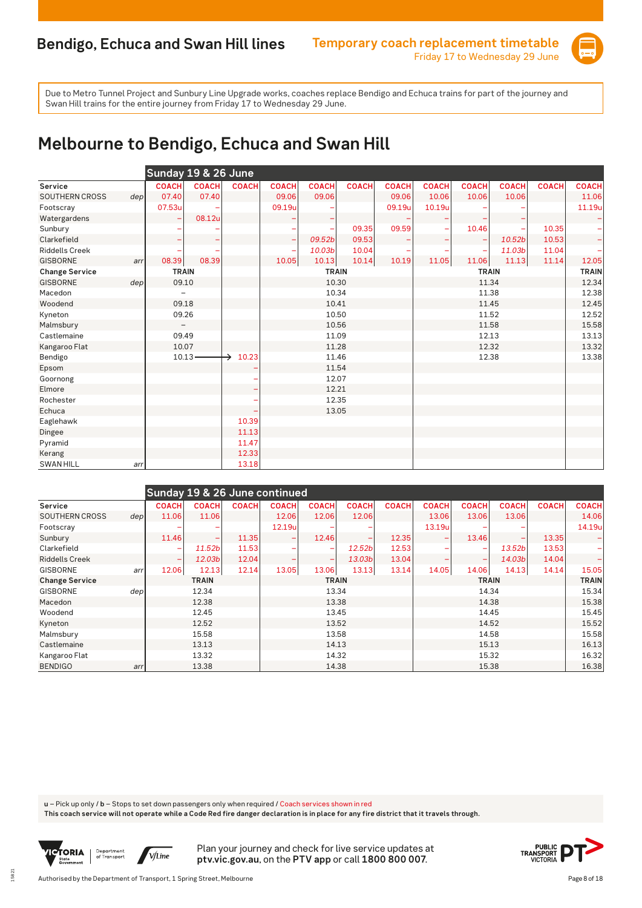# Bendigo, Echuca and Swan Hill lines

**Temporary coach replacement timetable**
Friday 17 to Wednesday 29 June

Due to Metro Tunnel Project and Sunbury Line Upgrade works, coaches replace Bendigo and Echuca trains for part of the journey and Swan Hill trains for the entire journey from Friday 17 to Wednesday 29 June.

## Melbourne to Bendigo, Echuca and Swan Hill

**Sunday 19 & 26 June**

| Service | | COACH | COACH | COACH | COACH | COACH | COACH | COACH | COACH | COACH | COACH | COACH | COACH |
|---|---|---|---|---|---|---|---|---|---|---|---|---|---|
| SOUTHERN CROSS | dep | 07.40 | 07.40 | | 09.06 | 09.06 | | 09.06 | 10.06 | 10.06 | 10.06 | | 11.06 |
| Footscray | | 07.53u | – | | 09.19u | – | | 09.19u | 10.19u | – | – | | 11.19u |
| Watergardens | | – | 08.12u | | – | – | | – | – | – | – | | – |
| Sunbury | | – | – | | – | – | 09.35 | 09.59 | – | 10.46 | – | 10.35 | – |
| Clarkefield | | – | – | | – | *09.52b* | 09.53 | – | – | – | *10.52b* | 10.53 | – |
| Riddells Creek | | – | – | | – | *10.03b* | 10.04 | – | – | – | *11.03b* | 11.04 | – |
| GISBORNE | arr | 08.39 | 08.39 | | 10.05 | 10.13 | 10.14 | 10.19 | 11.05 | 11.06 | 11.13 | 11.14 | 12.05 |
| **Change Service** | | **TRAIN** | | | **TRAIN** | | | | **TRAIN** | | | | **TRAIN** |
| GISBORNE | dep | 09.10 | | | 10.30 | | | | 11.34 | | | | 12.34 |
| Macedon | | – | | | 10.34 | | | | 11.38 | | | | 12.38 |
| Woodend | | 09.18 | | | 10.41 | | | | 11.45 | | | | 12.45 |
| Kyneton | | 09.26 | | | 10.50 | | | | 11.52 | | | | 12.52 |
| Malmsbury | | – | | | 10.56 | | | | 11.58 | | | | 15.58 |
| Castlemaine | | 09.49 | | | 11.09 | | | | 12.13 | | | | 13.13 |
| Kangaroo Flat | | 10.07 | | | 11.28 | | | | 12.32 | | | | 13.32 |
| Bendigo | | 10.13 → | | 10.23 | 11.46 | | | | 12.38 | | | | 13.38 |
| Epsom | | | | – | 11.54 | | | | | | | | |
| Goornong | | | | – | 12.07 | | | | | | | | |
| Elmore | | | | – | 12.21 | | | | | | | | |
| Rochester | | | | – | 12.35 | | | | | | | | |
| Echuca | | | | – | 13.05 | | | | | | | | |
| Eaglehawk | | | | 10.39 | | | | | | | | | |
| Dingee | | | | 11.13 | | | | | | | | | |
| Pyramid | | | | 11.47 | | | | | | | | | |
| Kerang | | | | 12.33 | | | | | | | | | |
| SWAN HILL | arr | | | 13.18 | | | | | | | | | |

**Sunday 19 & 26 June continued**

| Service | | COACH | COACH | COACH | COACH | COACH | COACH | COACH | COACH | COACH | COACH | COACH | COACH |
|---|---|---|---|---|---|---|---|---|---|---|---|---|---|
| SOUTHERN CROSS | dep | 11.06 | 11.06 | | 12.06 | 12.06 | 12.06 | | 13.06 | 13.06 | 13.06 | | 14.06 |
| Footscray | | – | – | | 12.19u | – | – | | 13.19u | – | – | | 14.19u |
| Sunbury | | 11.46 | – | 11.35 | – | 12.46 | – | 12.35 | – | 13.46 | – | 13.35 | – |
| Clarkefield | | – | *11.52b* | 11.53 | – | – | *12.52b* | 12.53 | – | – | *13.52b* | 13.53 | – |
| Riddells Creek | | – | *12.03b* | 12.04 | – | – | *13.03b* | 13.04 | – | – | *14.03b* | 14.04 | – |
| GISBORNE | arr | 12.06 | 12.13 | 12.14 | 13.05 | 13.06 | 13.13 | 13.14 | 14.05 | 14.06 | 14.13 | 14.14 | 15.05 |
| **Change Service** | | **TRAIN** | | | **TRAIN** | | | | **TRAIN** | | | | **TRAIN** |
| GISBORNE | dep | 12.34 | | | 13.34 | | | | 14.34 | | | | 15.34 |
| Macedon | | 12.38 | | | 13.38 | | | | 14.38 | | | | 15.38 |
| Woodend | | 12.45 | | | 13.45 | | | | 14.45 | | | | 15.45 |
| Kyneton | | 12.52 | | | 13.52 | | | | 14.52 | | | | 15.52 |
| Malmsbury | | 15.58 | | | 13.58 | | | | 14.58 | | | | 15.58 |
| Castlemaine | | 13.13 | | | 14.13 | | | | 15.13 | | | | 16.13 |
| Kangaroo Flat | | 13.32 | | | 14.32 | | | | 15.32 | | | | 16.32 |
| BENDIGO | arr | 13.38 | | | 14.38 | | | | 15.38 | | | | 16.38 |

**u** – Pick up only / **b** – Stops to set down passengers only when required / Coach services shown in red

**This coach service will not operate while a Code Red fire danger declaration is in place for any fire district that it travels through.**

Plan your journey and check for live service updates at **ptv.vic.gov.au**, on the **PTV app** or call **1800 800 007**.

Authorised by the Department of Transport, 1 Spring Street, Melbourne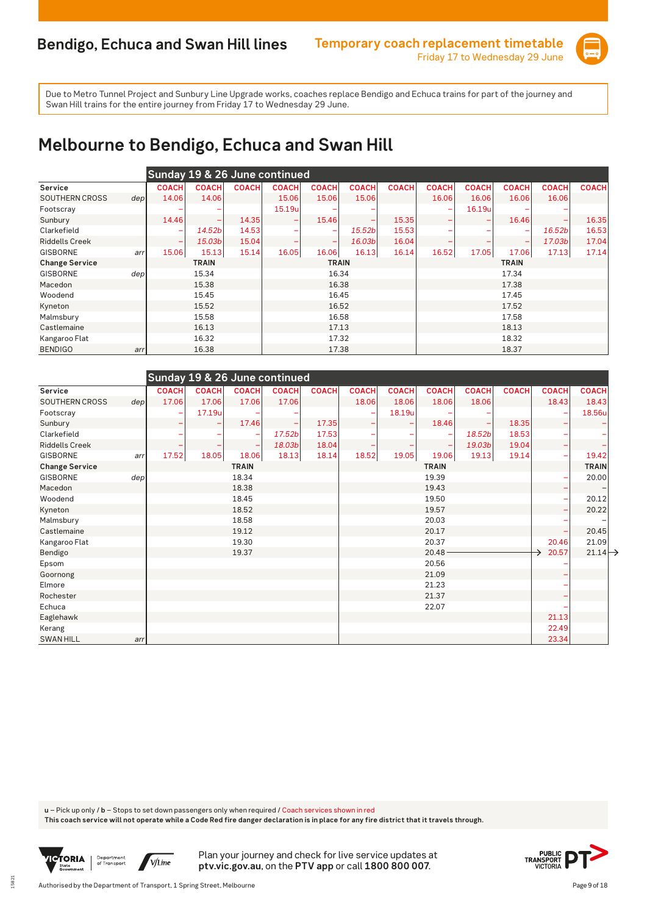# Bendigo, Echuca and Swan Hill lines

**Temporary coach replacement timetable**
Friday 17 to Wednesday 29 June

Due to Metro Tunnel Project and Sunbury Line Upgrade works, coaches replace Bendigo and Echuca trains for part of the journey and Swan Hill trains for the entire journey from Friday 17 to Wednesday 29 June.

## Melbourne to Bendigo, Echuca and Swan Hill

**Sunday 19 & 26 June continued**

| Service | | COACH | COACH | COACH | COACH | COACH | COACH | COACH | COACH | COACH | COACH | COACH | COACH |
|---|---|---|---|---|---|---|---|---|---|---|---|---|---|
| SOUTHERN CROSS | dep | 14.06 | 14.06 | | 15.06 | 15.06 | 15.06 | | 16.06 | 16.06 | 16.06 | 16.06 | |
| Footscray | | – | – | | 15.19u | – | – | | – | 16.19u | – | – | |
| Sunbury | | 14.46 | – | 14.35 | – | 15.46 | – | 15.35 | – | – | 16.46 | – | 16.35 |
| Clarkefield | | – | 14.52b | 14.53 | – | – | 15.52b | 15.53 | – | – | – | 16.52b | 16.53 |
| Riddells Creek | | – | 15.03b | 15.04 | – | – | 16.03b | 16.04 | – | – | – | 17.03b | 17.04 |
| GISBORNE | arr | 15.06 | 15.13 | 15.14 | 16.05 | 16.06 | 16.13 | 16.14 | 16.52 | 17.05 | 17.06 | 17.13 | 17.14 |
| **Change Service** | | | TRAIN | | | TRAIN | | | | | TRAIN | | |
| GISBORNE | dep | | 15.34 | | | 16.34 | | | | | 17.34 | | |
| Macedon | | | 15.38 | | | 16.38 | | | | | 17.38 | | |
| Woodend | | | 15.45 | | | 16.45 | | | | | 17.45 | | |
| Kyneton | | | 15.52 | | | 16.52 | | | | | 17.52 | | |
| Malmsbury | | | 15.58 | | | 16.58 | | | | | 17.58 | | |
| Castlemaine | | | 16.13 | | | 17.13 | | | | | 18.13 | | |
| Kangaroo Flat | | | 16.32 | | | 17.32 | | | | | 18.32 | | |
| BENDIGO | arr | | 16.38 | | | 17.38 | | | | | 18.37 | | |

**Sunday 19 & 26 June continued**

| Service | | COACH | COACH | COACH | COACH | COACH | COACH | COACH | COACH | COACH | COACH | COACH | COACH |
|---|---|---|---|---|---|---|---|---|---|---|---|---|---|
| SOUTHERN CROSS | dep | 17.06 | 17.06 | 17.06 | 17.06 | | 18.06 | 18.06 | 18.06 | 18.06 | | 18.43 | 18.43 |
| Footscray | | – | 17.19u | – | – | | – | 18.19u | – | – | | – | 18.56u |
| Sunbury | | – | – | 17.46 | – | 17.35 | – | – | 18.46 | – | 18.35 | – | – |
| Clarkefield | | – | – | – | 17.52b | 17.53 | – | – | – | 18.52b | 18.53 | – | – |
| Riddells Creek | | – | – | – | 18.03b | 18.04 | – | – | – | 19.03b | 19.04 | – | – |
| GISBORNE | arr | 17.52 | 18.05 | 18.06 | 18.13 | 18.14 | 18.52 | 19.05 | 19.06 | 19.13 | 19.14 | – | 19.42 |
| **Change Service** | | | | TRAIN | | | | | TRAIN | | | | TRAIN |
| GISBORNE | dep | | | 18.34 | | | | | 19.39 | | | – | 20.00 |
| Macedon | | | | 18.38 | | | | | 19.43 | | | – | – |
| Woodend | | | | 18.45 | | | | | 19.50 | | | – | 20.12 |
| Kyneton | | | | 18.52 | | | | | 19.57 | | | – | 20.22 |
| Malmsbury | | | | 18.58 | | | | | 20.03 | | | – | – |
| Castlemaine | | | | 19.12 | | | | | 20.17 | | | – | 20.45 |
| Kangaroo Flat | | | | 19.30 | | | | | 20.37 | | | 20.46 | 21.09 |
| Bendigo | | | | 19.37 | | | | | 20.48 → | | | → 20.57 | 21.14 → |
| Epsom | | | | | | | | | 20.56 | | | – | |
| Goornong | | | | | | | | | 21.09 | | | – | |
| Elmore | | | | | | | | | 21.23 | | | – | |
| Rochester | | | | | | | | | 21.37 | | | – | |
| Echuca | | | | | | | | | 22.07 | | | – | |
| Eaglehawk | | | | | | | | | | | | 21.13 | |
| Kerang | | | | | | | | | | | | 22.49 | |
| SWAN HILL | arr | | | | | | | | | | | 23.34 | |

u – Pick up only / b – Stops to set down passengers only when required / Coach services shown in red

**This coach service will not operate while a Code Red fire danger declaration is in place for any fire district that it travels through.**

Plan your journey and check for live service updates at **ptv.vic.gov.au**, on the **PTV app** or call **1800 800 007**.

Authorised by the Department of Transport, 1 Spring Street, Melbourne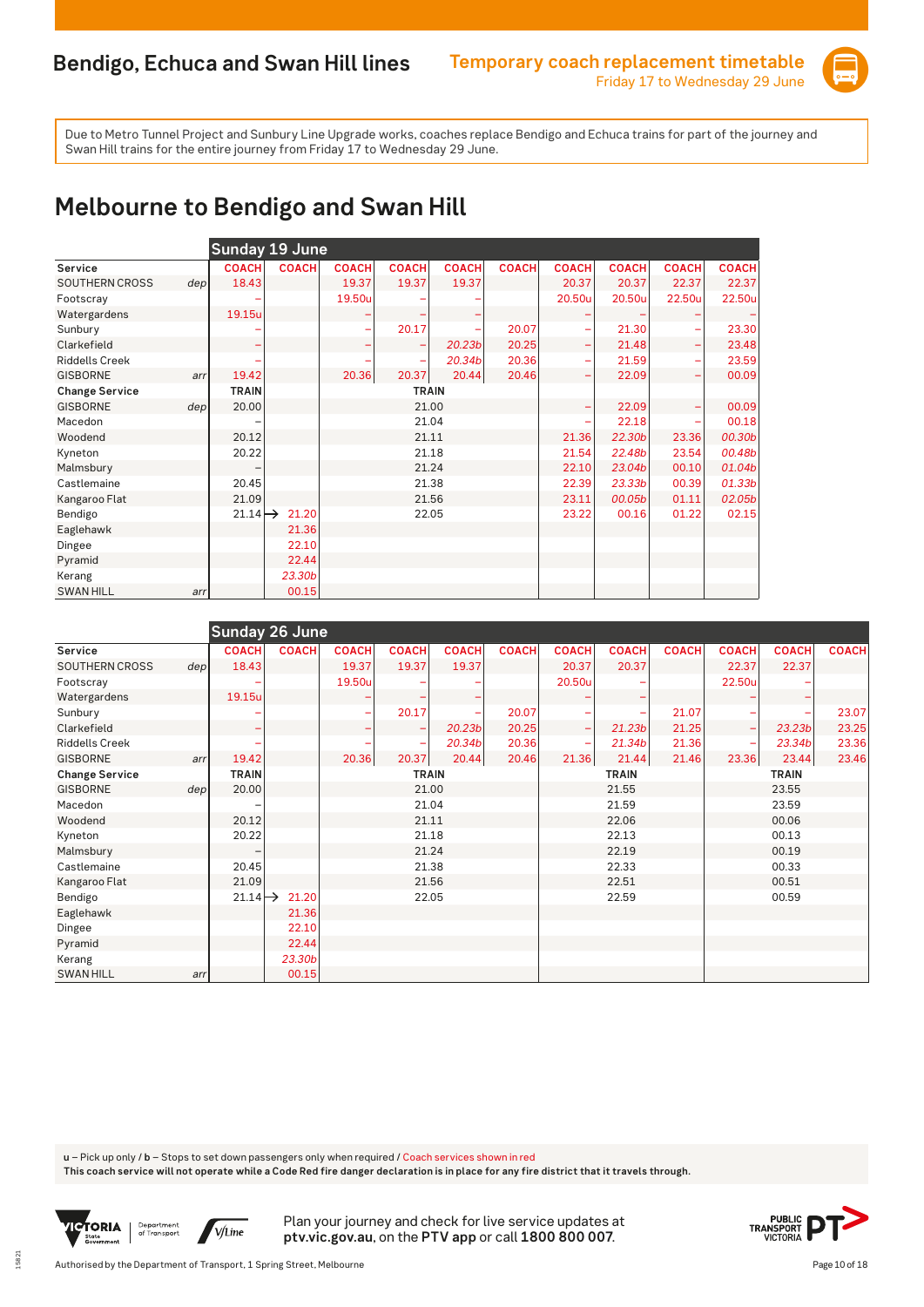## Bendigo, Echuca and Swan Hill lines

**Temporary coach replacement timetable**
Friday 17 to Wednesday 29 June

Due to Metro Tunnel Project and Sunbury Line Upgrade works, coaches replace Bendigo and Echuca trains for part of the journey and Swan Hill trains for the entire journey from Friday 17 to Wednesday 29 June.

# Melbourne to Bendigo and Swan Hill

**Sunday 19 June**

| Service | | COACH | COACH | COACH | COACH | COACH | COACH | COACH | COACH | COACH | COACH |
|---|---|---|---|---|---|---|---|---|---|---|---|
| SOUTHERN CROSS | dep | 18.43 | | 19.37 | 19.37 | 19.37 | | 20.37 | 20.37 | 22.37 | 22.37 |
| Footscray | | – | | 19.50u | – | – | | 20.50u | 20.50u | 22.50u | 22.50u |
| Watergardens | | 19.15u | | – | – | – | | – | – | – | – |
| Sunbury | | – | | – | 20.17 | – | 20.07 | – | 21.30 | – | 23.30 |
| Clarkefield | | – | | – | – | *20.23b* | 20.25 | – | 21.48 | – | 23.48 |
| Riddells Creek | | – | | – | – | *20.34b* | 20.36 | – | 21.59 | – | 23.59 |
| GISBORNE | arr | 19.42 | | 20.36 | 20.37 | 20.44 | 20.46 | – | 22.09 | – | 00.09 |
| **Change Service** | | TRAIN | | | TRAIN | | | | | | |
| GISBORNE | dep | 20.00 | | | 21.00 | | | – | 22.09 | – | 00.09 |
| Macedon | | – | | | 21.04 | | | – | 22.18 | – | 00.18 |
| Woodend | | 20.12 | | | 21.11 | | | 21.36 | *22.30b* | 23.36 | *00.30b* |
| Kyneton | | 20.22 | | | 21.18 | | | 21.54 | *22.48b* | 23.54 | *00.48b* |
| Malmsbury | | – | | | 21.24 | | | 22.10 | *23.04b* | 00.10 | *01.04b* |
| Castlemaine | | 20.45 | | | 21.38 | | | 22.39 | *23.33b* | 00.39 | *01.33b* |
| Kangaroo Flat | | 21.09 | | | 21.56 | | | 23.11 | *00.05b* | 01.11 | *02.05b* |
| Bendigo | | 21.14 → | 21.20 | | 22.05 | | | 23.22 | 00.16 | 01.22 | 02.15 |
| Eaglehawk | | | 21.36 | | | | | | | | |
| Dingee | | | 22.10 | | | | | | | | |
| Pyramid | | | 22.44 | | | | | | | | |
| Kerang | | | *23.30b* | | | | | | | | |
| SWAN HILL | arr | | 00.15 | | | | | | | | |

**Sunday 26 June**

| Service | | COACH | COACH | COACH | COACH | COACH | COACH | COACH | COACH | COACH | COACH | COACH | COACH |
|---|---|---|---|---|---|---|---|---|---|---|---|---|---|
| SOUTHERN CROSS | dep | 18.43 | | 19.37 | 19.37 | 19.37 | | 20.37 | 20.37 | | 22.37 | 22.37 | |
| Footscray | | – | | 19.50u | – | – | | 20.50u | – | | 22.50u | – | |
| Watergardens | | 19.15u | | – | – | – | | – | – | | – | – | |
| Sunbury | | – | | – | 20.17 | – | 20.07 | – | – | 21.07 | – | – | 23.07 |
| Clarkefield | | – | | – | – | *20.23b* | 20.25 | – | *21.23b* | 21.25 | – | *23.23b* | 23.25 |
| Riddells Creek | | – | | – | – | *20.34b* | 20.36 | – | *21.34b* | 21.36 | – | *23.34b* | 23.36 |
| GISBORNE | arr | 19.42 | | 20.36 | 20.37 | 20.44 | 20.46 | 21.36 | 21.44 | 21.46 | 23.36 | 23.44 | 23.46 |
| **Change Service** | | TRAIN | | | TRAIN | | | | TRAIN | | | TRAIN | |
| GISBORNE | dep | 20.00 | | | 21.00 | | | | 21.55 | | | 23.55 | |
| Macedon | | – | | | 21.04 | | | | 21.59 | | | 23.59 | |
| Woodend | | 20.12 | | | 21.11 | | | | 22.06 | | | 00.06 | |
| Kyneton | | 20.22 | | | 21.18 | | | | 22.13 | | | 00.13 | |
| Malmsbury | | – | | | 21.24 | | | | 22.19 | | | 00.19 | |
| Castlemaine | | 20.45 | | | 21.38 | | | | 22.33 | | | 00.33 | |
| Kangaroo Flat | | 21.09 | | | 21.56 | | | | 22.51 | | | 00.51 | |
| Bendigo | | 21.14 → | 21.20 | | 22.05 | | | | 22.59 | | | 00.59 | |
| Eaglehawk | | | 21.36 | | | | | | | | | | |
| Dingee | | | 22.10 | | | | | | | | | | |
| Pyramid | | | 22.44 | | | | | | | | | | |
| Kerang | | | *23.30b* | | | | | | | | | | |
| SWAN HILL | arr | | 00.15 | | | | | | | | | | |

**u** – Pick up only / **b** – Stops to set down passengers only when required / Coach services shown in red
**This coach service will not operate while a Code Red fire danger declaration is in place for any fire district that it travels through.**

Plan your journey and check for live service updates at **ptv.vic.gov.au**, on the **PTV app** or call **1800 800 007**.

Authorised by the Department of Transport, 1 Spring Street, Melbourne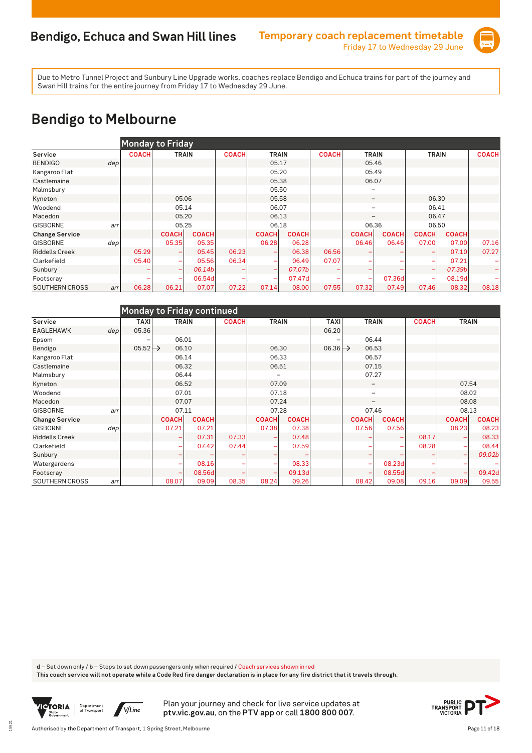# Bendigo, Echuca and Swan Hill lines

**Temporary coach replacement timetable**
Friday 17 to Wednesday 29 June

Due to Metro Tunnel Project and Sunbury Line Upgrade works, coaches replace Bendigo and Echuca trains for part of the journey and Swan Hill trains for the entire journey from Friday 17 to Wednesday 29 June.

## Bendigo to Melbourne

### Monday to Friday

| Service | | COACH | TRAIN | | COACH | TRAIN | | COACH | TRAIN | | TRAIN | | COACH |
|---|---|---|---|---|---|---|---|---|---|---|---|---|---|
| BENDIGO | dep | | | | | 05.17 | | | 05.46 | | | | |
| Kangaroo Flat | | | | | | 05.20 | | | 05.49 | | | | |
| Castlemaine | | | | | | 05.38 | | | 06.07 | | | | |
| Malmsbury | | | | | | 05.50 | | | – | | | | |
| Kyneton | | | 05.06 | | | 05.58 | | | – | | 06.30 | | |
| Woodend | | | 05.14 | | | 06.07 | | | – | | 06.41 | | |
| Macedon | | | 05.20 | | | 06.13 | | | – | | 06.47 | | |
| GISBORNE | arr | | 05.25 | | | 06.18 | | | 06.36 | | 06.50 | | |
| **Change Service** | | | COACH | COACH | | COACH | COACH | | COACH | COACH | COACH | COACH | |
| GISBORNE | dep | | 05.35 | 05.35 | | 06.28 | 06.28 | | 06.46 | 06.46 | 07.00 | 07.00 | 07.16 |
| Riddells Creek | | 05.29 | – | 05.45 | 06.23 | – | 06.38 | 06.56 | – | – | – | 07.10 | 07.27 |
| Clarkefield | | 05.40 | – | 05.56 | 06.34 | – | 06.49 | 07.07 | – | – | – | 07.21 | – |
| Sunbury | | – | – | *06.14b* | – | – | *07.07b* | – | – | – | – | *07.39b* | – |
| Footscray | | – | – | 06.54d | – | – | 07.47d | – | – | 07.36d | – | 08.19d | – |
| SOUTHERN CROSS | arr | 06.28 | 06.21 | 07.07 | 07.22 | 07.14 | 08.00 | 07.55 | 07.32 | 07.49 | 07.46 | 08.32 | 08.18 |

### Monday to Friday continued

| Service | | TAXI | TRAIN | | COACH | TRAIN | | TAXI | TRAIN | | COACH | TRAIN | |
|---|---|---|---|---|---|---|---|---|---|---|---|---|---|
| EAGLEHAWK | dep | 05.36 | | | | | | 06.20 | | | | | |
| Epsom | | – | 06.01 | | | | | – | 06.44 | | | | |
| Bendigo | | 05.52 → | 06.10 | | | 06.30 | | 06.36 → | 06.53 | | | | |
| Kangaroo Flat | | | 06.14 | | | 06.33 | | | 06.57 | | | | |
| Castlemaine | | | 06.32 | | | 06.51 | | | 07.15 | | | | |
| Malmsbury | | | 06.44 | | | – | | | 07.27 | | | | |
| Kyneton | | | 06.52 | | | 07.09 | | | – | | | 07.54 | |
| Woodend | | | 07.01 | | | 07.18 | | | – | | | 08.02 | |
| Macedon | | | 07.07 | | | 07.24 | | | – | | | 08.08 | |
| GISBORNE | arr | | 07.11 | | | 07.28 | | | 07.46 | | | 08.13 | |
| **Change Service** | | | COACH | COACH | | COACH | COACH | | COACH | COACH | | COACH | COACH |
| GISBORNE | dep | | 07.21 | 07.21 | | 07.38 | 07.38 | | 07.56 | 07.56 | | 08.23 | 08.23 |
| Riddells Creek | | | – | 07.31 | 07.33 | – | 07.48 | | – | – | 08.17 | – | 08.33 |
| Clarkefield | | | – | 07.42 | 07.44 | – | 07.59 | | – | – | 08.28 | – | 08.44 |
| Sunbury | | | – | – | – | – | – | | – | – | – | – | *09.02b* |
| Watergardens | | | – | 08.16 | – | – | 08.33 | | – | 08.23d | – | – | – |
| Footscray | | | – | 08.56d | – | – | 09.13d | | – | 08.55d | – | – | 09.42d |
| SOUTHERN CROSS | arr | | 08.07 | 09.09 | 08.35 | 08.24 | 09.26 | | 08.42 | 09.08 | 09.16 | 09.09 | 09.55 |

d – Set down only / b – Stops to set down passengers only when required / Coach services shown in red

**This coach service will not operate while a Code Red fire danger declaration is in place for any fire district that it travels through.**

Plan your journey and check for live service updates at **ptv.vic.gov.au**, on the **PTV app** or call **1800 800 007**.

Authorised by the Department of Transport, 1 Spring Street, Melbourne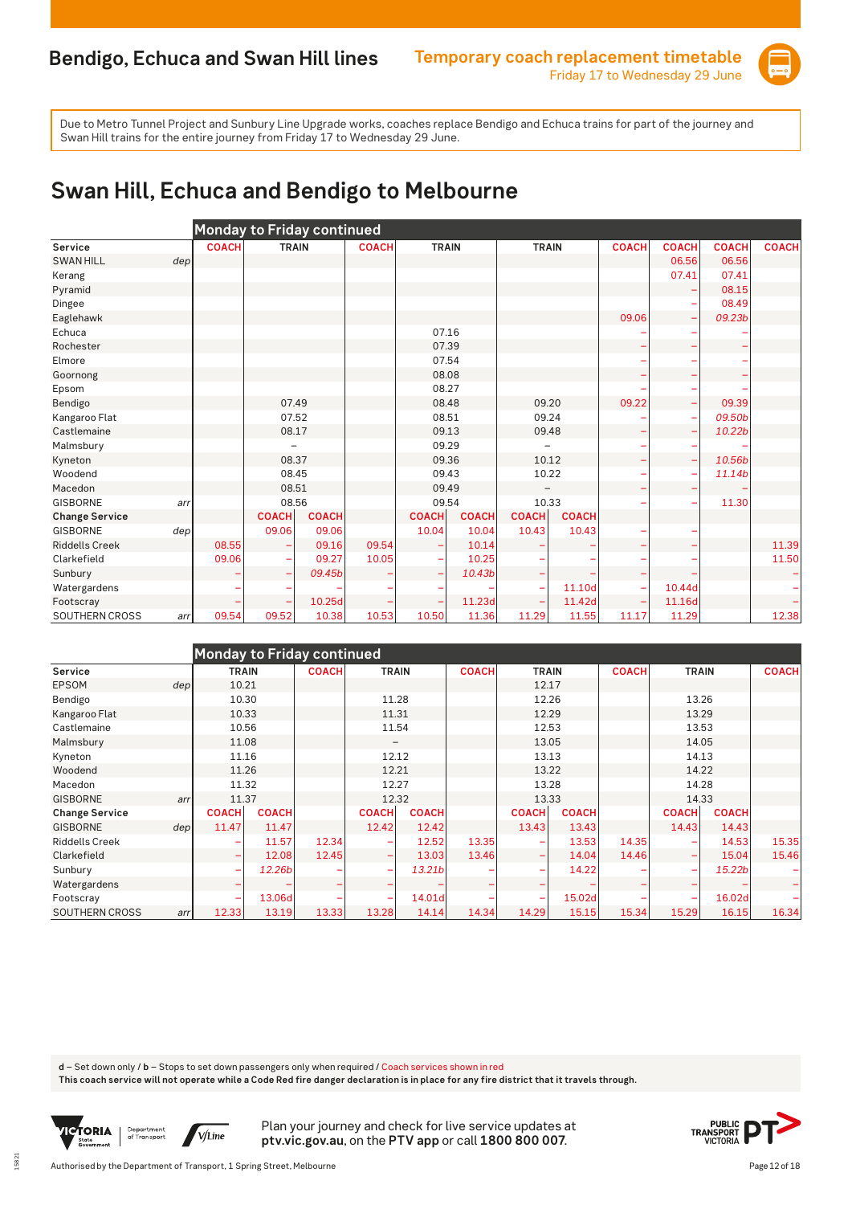# Bendigo, Echuca and Swan Hill lines

**Temporary coach replacement timetable**
Friday 17 to Wednesday 29 June

Due to Metro Tunnel Project and Sunbury Line Upgrade works, coaches replace Bendigo and Echuca trains for part of the journey and Swan Hill trains for the entire journey from Friday 17 to Wednesday 29 June.

## Swan Hill, Echuca and Bendigo to Melbourne

**Monday to Friday continued**

| Service | | COACH | TRAIN | | COACH | TRAIN | | TRAIN | | COACH | COACH | COACH | COACH |
|---|---|---|---|---|---|---|---|---|---|---|---|---|---|
| SWAN HILL | dep | | | | | | | | | | 06.56 | 06.56 | |
| Kerang | | | | | | | | | | | 07.41 | 07.41 | |
| Pyramid | | | | | | | | | | | – | 08.15 | |
| Dingee | | | | | | | | | | | – | 08.49 | |
| Eaglehawk | | | | | | | | | | 09.06 | – | *09.23b* | |
| Echuca | | | | | | 07.16 | | | | – | – | – | |
| Rochester | | | | | | 07.39 | | | | – | – | – | |
| Elmore | | | | | | 07.54 | | | | – | – | – | |
| Goornong | | | | | | 08.08 | | | | – | – | – | |
| Epsom | | | | | | 08.27 | | | | – | – | – | |
| Bendigo | | | 07.49 | | | 08.48 | | 09.20 | | 09.22 | – | 09.39 | |
| Kangaroo Flat | | | 07.52 | | | 08.51 | | 09.24 | | – | – | *09.50b* | |
| Castlemaine | | | 08.17 | | | 09.13 | | 09.48 | | – | – | *10.22b* | |
| Malmsbury | | | – | | | 09.29 | | – | | – | – | – | |
| Kyneton | | | 08.37 | | | 09.36 | | 10.12 | | – | – | *10.56b* | |
| Woodend | | | 08.45 | | | 09.43 | | 10.22 | | – | – | *11.14b* | |
| Macedon | | | 08.51 | | | 09.49 | | – | | – | – | – | |
| GISBORNE | arr | | 08.56 | | | 09.54 | | 10.33 | | – | – | 11.30 | |
| **Change Service** | | | COACH | COACH | | COACH | COACH | COACH | COACH | | | | |
| GISBORNE | dep | | 09.06 | 09.06 | | 10.04 | 10.04 | 10.43 | 10.43 | – | – | | |
| Riddells Creek | | 08.55 | – | 09.16 | 09.54 | – | 10.14 | – | – | – | – | | 11.39 |
| Clarkefield | | 09.06 | – | 09.27 | 10.05 | – | 10.25 | – | – | – | – | | 11.50 |
| Sunbury | | – | – | *09.45b* | – | – | *10.43b* | – | – | – | – | | – |
| Watergardens | | – | – | – | – | – | – | – | 11.10d | – | 10.44d | | – |
| Footscray | | – | – | 10.25d | – | – | 11.23d | – | 11.42d | – | 11.16d | | – |
| SOUTHERN CROSS | arr | 09.54 | 09.52 | 10.38 | 10.53 | 10.50 | 11.36 | 11.29 | 11.55 | 11.17 | 11.29 | | 12.38 |

**Monday to Friday continued**

| Service | | TRAIN | | COACH | TRAIN | | COACH | TRAIN | | COACH | TRAIN | | COACH |
|---|---|---|---|---|---|---|---|---|---|---|---|---|---|
| EPSOM | dep | 10.21 | | | | | | 12.17 | | | | | |
| Bendigo | | 10.30 | | | 11.28 | | | 12.26 | | | 13.26 | | |
| Kangaroo Flat | | 10.33 | | | 11.31 | | | 12.29 | | | 13.29 | | |
| Castlemaine | | 10.56 | | | 11.54 | | | 12.53 | | | 13.53 | | |
| Malmsbury | | 11.08 | | | – | | | 13.05 | | | 14.05 | | |
| Kyneton | | 11.16 | | | 12.12 | | | 13.13 | | | 14.13 | | |
| Woodend | | 11.26 | | | 12.21 | | | 13.22 | | | 14.22 | | |
| Macedon | | 11.32 | | | 12.27 | | | 13.28 | | | 14.28 | | |
| GISBORNE | arr | 11.37 | | | 12.32 | | | 13.33 | | | 14.33 | | |
| **Change Service** | | COACH | COACH | | COACH | COACH | | COACH | COACH | | COACH | COACH | |
| GISBORNE | dep | 11.47 | 11.47 | | 12.42 | 12.42 | | 13.43 | 13.43 | | 14.43 | 14.43 | |
| Riddells Creek | | – | 11.57 | 12.34 | – | 12.52 | 13.35 | – | 13.53 | 14.35 | – | 14.53 | 15.35 |
| Clarkefield | | – | 12.08 | 12.45 | – | 13.03 | 13.46 | – | 14.04 | 14.46 | – | 15.04 | 15.46 |
| Sunbury | | – | *12.26b* | – | – | *13.21b* | – | – | 14.22 | – | – | *15.22b* | – |
| Watergardens | | – | – | – | – | – | – | – | – | – | – | – | – |
| Footscray | | – | 13.06d | – | – | 14.01d | – | – | 15.02d | – | – | 16.02d | – |
| SOUTHERN CROSS | arr | 12.33 | 13.19 | 13.33 | 13.28 | 14.14 | 14.34 | 14.29 | 15.15 | 15.34 | 15.29 | 16.15 | 16.34 |

**d** – Set down only / **b** – Stops to set down passengers only when required / Coach services shown in red

**This coach service will not operate while a Code Red fire danger declaration is in place for any fire district that it travels through.**

Plan your journey and check for live service updates at **ptv.vic.gov.au**, on the **PTV app** or call **1800 800 007**.

Authorised by the Department of Transport, 1 Spring Street, Melbourne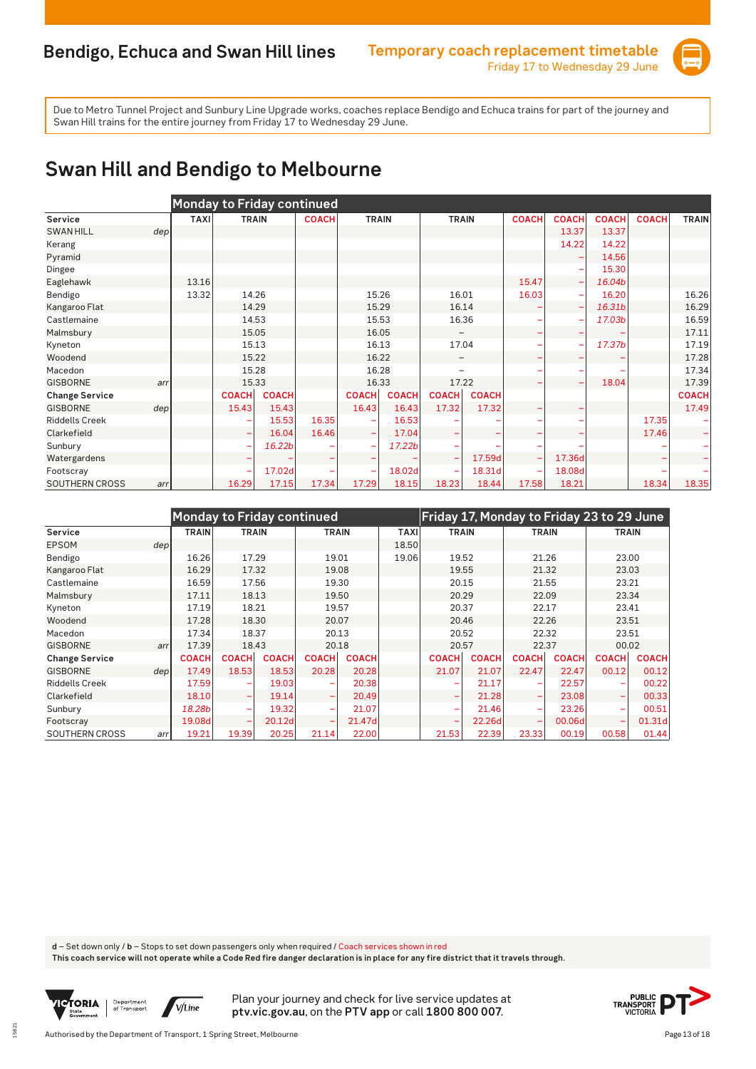## Bendigo, Echuca and Swan Hill lines

**Temporary coach replacement timetable**
Friday 17 to Wednesday 29 June

Due to Metro Tunnel Project and Sunbury Line Upgrade works, coaches replace Bendigo and Echuca trains for part of the journey and Swan Hill trains for the entire journey from Friday 17 to Wednesday 29 June.

# Swan Hill and Bendigo to Melbourne

| | | Monday to Friday continued | | | | | | | | | | | | |
|---|---|---|---|---|---|---|---|---|---|---|---|---|---|---|
| **Service** | | **TAXI** | **TRAIN** | | **COACH** | **TRAIN** | | **TRAIN** | | **COACH** | **COACH** | **COACH** | **COACH** | **TRAIN** |
| SWAN HILL | dep | | | | | | | | | | 13.37 | 13.37 | | |
| Kerang | | | | | | | | | | | 14.22 | 14.22 | | |
| Pyramid | | | | | | | | | | | – | 14.56 | | |
| Dingee | | | | | | | | | | | – | 15.30 | | |
| Eaglehawk | | 13.16 | | | | | | | | 15.47 | – | *16.04b* | | |
| Bendigo | | 13.32 | 14.26 | | | 15.26 | | 16.01 | | 16.03 | – | 16.20 | | 16.26 |
| Kangaroo Flat | | | 14.29 | | | 15.29 | | 16.14 | | – | – | *16.31b* | | 16.29 |
| Castlemaine | | | 14.53 | | | 15.53 | | 16.36 | | – | – | *17.03b* | | 16.59 |
| Malmsbury | | | 15.05 | | | 16.05 | | – | | – | – | – | | 17.11 |
| Kyneton | | | 15.13 | | | 16.13 | | 17.04 | | – | – | *17.37b* | | 17.19 |
| Woodend | | | 15.22 | | | 16.22 | | – | | – | – | – | | 17.28 |
| Macedon | | | 15.28 | | | 16.28 | | – | | – | – | – | | 17.34 |
| GISBORNE | arr | | 15.33 | | | 16.33 | | 17.22 | | – | – | 18.04 | | 17.39 |
| **Change Service** | | | **COACH** | **COACH** | | **COACH** | **COACH** | **COACH** | **COACH** | | | | | **COACH** |
| GISBORNE | dep | | 15.43 | 15.43 | | 16.43 | 16.43 | 17.32 | 17.32 | – | – | | | 17.49 |
| Riddells Creek | | | – | 15.53 | 16.35 | – | 16.53 | – | – | – | – | | 17.35 | – |
| Clarkefield | | | – | 16.04 | 16.46 | – | 17.04 | – | – | – | – | | 17.46 | – |
| Sunbury | | | – | *16.22b* | – | – | *17.22b* | – | – | – | – | | – | – |
| Watergardens | | | – | – | – | – | – | – | 17.59d | – | 17.36d | | – | – |
| Footscray | | | – | 17.02d | – | – | 18.02d | – | 18.31d | – | 18.08d | | – | – |
| SOUTHERN CROSS | arr | | 16.29 | 17.15 | 17.34 | 17.29 | 18.15 | 18.23 | 18.44 | 17.58 | 18.21 | | 18.34 | 18.35 |

| | | Monday to Friday continued | | | | | | Friday 17, Monday to Friday 23 to 29 June | | | | | |
|---|---|---|---|---|---|---|---|---|---|---|---|---|---|
| **Service** | | **TRAIN** | **TRAIN** | | **TRAIN** | | **TAXI** | **TRAIN** | | **TRAIN** | | **TRAIN** | |
| EPSOM | dep | | | | | | 18.50 | | | | | | |
| Bendigo | | 16.26 | 17.29 | | 19.01 | | 19.06 | 19.52 | | 21.26 | | 23.00 | |
| Kangaroo Flat | | 16.29 | 17.32 | | 19.08 | | | 19.55 | | 21.32 | | 23.03 | |
| Castlemaine | | 16.59 | 17.56 | | 19.30 | | | 20.15 | | 21.55 | | 23.21 | |
| Malmsbury | | 17.11 | 18.13 | | 19.50 | | | 20.29 | | 22.09 | | 23.34 | |
| Kyneton | | 17.19 | 18.21 | | 19.57 | | | 20.37 | | 22.17 | | 23.41 | |
| Woodend | | 17.28 | 18.30 | | 20.07 | | | 20.46 | | 22.26 | | 23.51 | |
| Macedon | | 17.34 | 18.37 | | 20.13 | | | 20.52 | | 22.32 | | 23.51 | |
| GISBORNE | arr | 17.39 | 18.43 | | 20.18 | | | 20.57 | | 22.37 | | 00.02 | |
| **Change Service** | | **COACH** | **COACH** | **COACH** | **COACH** | **COACH** | | **COACH** | **COACH** | **COACH** | **COACH** | **COACH** | **COACH** |
| GISBORNE | dep | 17.49 | 18.53 | 18.53 | 20.28 | 20.28 | | 21.07 | 21.07 | 22.47 | 22.47 | 00.12 | 00.12 |
| Riddells Creek | | 17.59 | – | 19.03 | – | 20.38 | | – | 21.17 | – | 22.57 | – | 00.22 |
| Clarkefield | | 18.10 | – | 19.14 | – | 20.49 | | – | 21.28 | – | 23.08 | – | 00.33 |
| Sunbury | | *18.28b* | – | 19.32 | – | 21.07 | | – | 21.46 | – | 23.26 | – | 00.51 |
| Footscray | | 19.08d | – | 20.12d | – | 21.47d | | – | 22.26d | – | 00.06d | – | 01.31d |
| SOUTHERN CROSS | arr | 19.21 | 19.39 | 20.25 | 21.14 | 22.00 | | 21.53 | 22.39 | 23.33 | 00.19 | 00.58 | 01.44 |

d – Set down only / b – Stops to set down passengers only when required / Coach services shown in red

**This coach service will not operate while a Code Red fire danger declaration is in place for any fire district that it travels through.**

Plan your journey and check for live service updates at **ptv.vic.gov.au**, on the **PTV app** or call **1800 800 007**.

Authorised by the Department of Transport, 1 Spring Street, Melbourne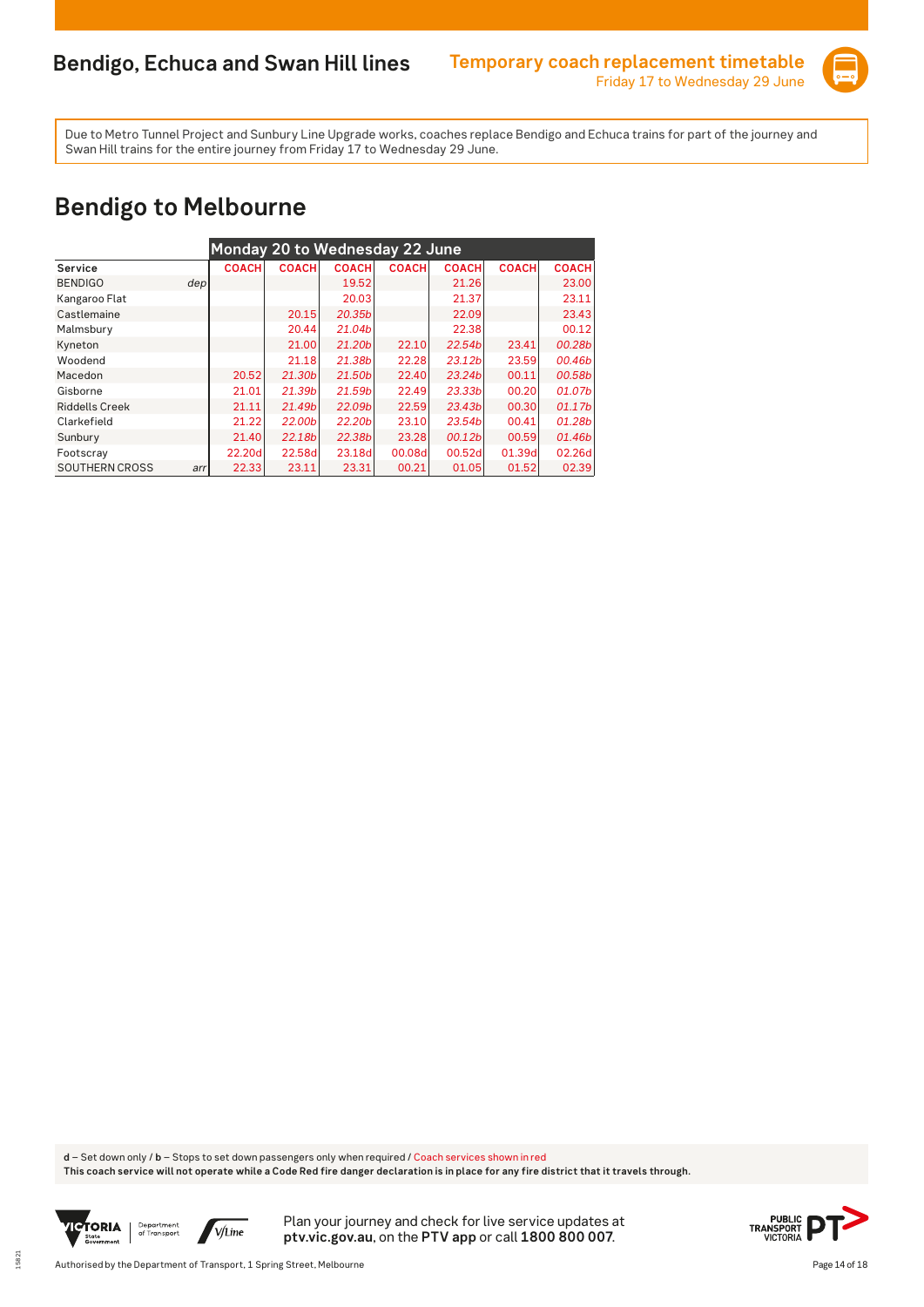# Bendigo, Echuca and Swan Hill lines

**Temporary coach replacement timetable**
Friday 17 to Wednesday 29 June

Due to Metro Tunnel Project and Sunbury Line Upgrade works, coaches replace Bendigo and Echuca trains for part of the journey and Swan Hill trains for the entire journey from Friday 17 to Wednesday 29 June.

## Bendigo to Melbourne

| | | Monday 20 to Wednesday 22 June | | | | | | |
|---|---|---|---|---|---|---|---|---|
| **Service** | | COACH | COACH | COACH | COACH | COACH | COACH | COACH |
| BENDIGO | dep | | | 19.52 | | 21.26 | | 23.00 |
| Kangaroo Flat | | | | 20.03 | | 21.37 | | 23.11 |
| Castlemaine | | | 20.15 | 20.35b | | 22.09 | | 23.43 |
| Malmsbury | | | 20.44 | 21.04b | | 22.38 | | 00.12 |
| Kyneton | | | 21.00 | 21.20b | 22.10 | 22.54b | 23.41 | 00.28b |
| Woodend | | | 21.18 | 21.38b | 22.28 | 23.12b | 23.59 | 00.46b |
| Macedon | | 20.52 | 21.30b | 21.50b | 22.40 | 23.24b | 00.11 | 00.58b |
| Gisborne | | 21.01 | 21.39b | 21.59b | 22.49 | 23.33b | 00.20 | 01.07b |
| Riddells Creek | | 21.11 | 21.49b | 22.09b | 22.59 | 23.43b | 00.30 | 01.17b |
| Clarkefield | | 21.22 | 22.00b | 22.20b | 23.10 | 23.54b | 00.41 | 01.28b |
| Sunbury | | 21.40 | 22.18b | 22.38b | 23.28 | 00.12b | 00.59 | 01.46b |
| Footscray | | 22.20d | 22.58d | 23.18d | 00.08d | 00.52d | 01.39d | 02.26d |
| SOUTHERN CROSS | arr | 22.33 | 23.11 | 23.31 | 00.21 | 01.05 | 01.52 | 02.39 |

d – Set down only / b – Stops to set down passengers only when required / Coach services shown in red

**This coach service will not operate while a Code Red fire danger declaration is in place for any fire district that it travels through.**

Plan your journey and check for live service updates at **ptv.vic.gov.au**, on the **PTV app** or call **1800 800 007**.

Authorised by the Department of Transport, 1 Spring Street, Melbourne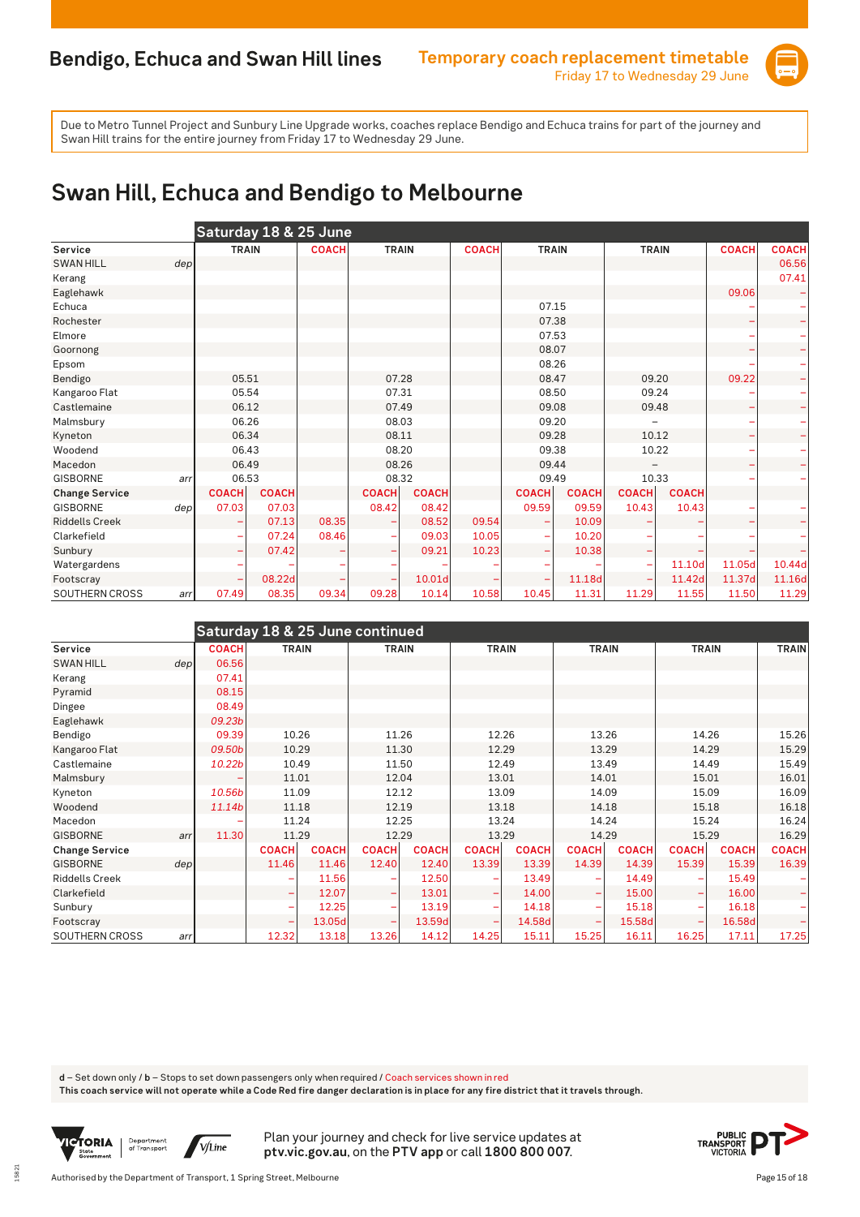## Bendigo, Echuca and Swan Hill lines

**Temporary coach replacement timetable**
Friday 17 to Wednesday 29 June

Due to Metro Tunnel Project and Sunbury Line Upgrade works, coaches replace Bendigo and Echuca trains for part of the journey and Swan Hill trains for the entire journey from Friday 17 to Wednesday 29 June.

# Swan Hill, Echuca and Bendigo to Melbourne

**Saturday 18 & 25 June**

| Service | | TRAIN | | COACH | TRAIN | | COACH | TRAIN | | TRAIN | | COACH | COACH |
|---|---|---|---|---|---|---|---|---|---|---|---|---|---|
| SWAN HILL | dep | | | | | | | | | | | | 06.56 |
| Kerang | | | | | | | | | | | | | 07.41 |
| Eaglehawk | | | | | | | | | | | | 09.06 | – |
| Echuca | | | | | | | | 07.15 | | | | – | – |
| Rochester | | | | | | | | 07.38 | | | | – | – |
| Elmore | | | | | | | | 07.53 | | | | – | – |
| Goornong | | | | | | | | 08.07 | | | | – | – |
| Epsom | | | | | | | | 08.26 | | | | – | – |
| Bendigo | | 05.51 | | | 07.28 | | | 08.47 | | 09.20 | | 09.22 | – |
| Kangaroo Flat | | 05.54 | | | 07.31 | | | 08.50 | | 09.24 | | – | – |
| Castlemaine | | 06.12 | | | 07.49 | | | 09.08 | | 09.48 | | – | – |
| Malmsbury | | 06.26 | | | 08.03 | | | 09.20 | | – | | – | – |
| Kyneton | | 06.34 | | | 08.11 | | | 09.28 | | 10.12 | | – | – |
| Woodend | | 06.43 | | | 08.20 | | | 09.38 | | 10.22 | | – | – |
| Macedon | | 06.49 | | | 08.26 | | | 09.44 | | – | | – | – |
| GISBORNE | arr | 06.53 | | | 08.32 | | | 09.49 | | 10.33 | | – | – |
| **Change Service** | | COACH | COACH | | COACH | COACH | | COACH | COACH | COACH | COACH | | |
| GISBORNE | dep | 07.03 | 07.03 | | 08.42 | 08.42 | | 09.59 | 09.59 | 10.43 | 10.43 | – | – |
| Riddells Creek | | – | 07.13 | 08.35 | – | 08.52 | 09.54 | – | 10.09 | – | – | – | – |
| Clarkefield | | – | 07.24 | 08.46 | – | 09.03 | 10.05 | – | 10.20 | – | – | – | – |
| Sunbury | | – | 07.42 | – | – | 09.21 | 10.23 | – | 10.38 | – | – | – | – |
| Watergardens | | – | – | – | – | – | – | – | – | – | 11.10d | 11.05d | 10.44d |
| Footscray | | – | 08.22d | – | – | 10.01d | – | – | 11.18d | – | 11.42d | 11.37d | 11.16d |
| SOUTHERN CROSS | arr | 07.49 | 08.35 | 09.34 | 09.28 | 10.14 | 10.58 | 10.45 | 11.31 | 11.29 | 11.55 | 11.50 | 11.29 |

**Saturday 18 & 25 June continued**

| Service | | COACH | TRAIN | | TRAIN | | TRAIN | | TRAIN | | TRAIN | | TRAIN |
|---|---|---|---|---|---|---|---|---|---|---|---|---|---|
| SWAN HILL | dep | 06.56 | | | | | | | | | | | |
| Kerang | | 07.41 | | | | | | | | | | | |
| Pyramid | | 08.15 | | | | | | | | | | | |
| Dingee | | 08.49 | | | | | | | | | | | |
| Eaglehawk | | *09.23b* | | | | | | | | | | | |
| Bendigo | | 09.39 | 10.26 | | 11.26 | | 12.26 | | 13.26 | | 14.26 | | 15.26 |
| Kangaroo Flat | | *09.50b* | 10.29 | | 11.30 | | 12.29 | | 13.29 | | 14.29 | | 15.29 |
| Castlemaine | | *10.22b* | 10.49 | | 11.50 | | 12.49 | | 13.49 | | 14.49 | | 15.49 |
| Malmsbury | | – | 11.01 | | 12.04 | | 13.01 | | 14.01 | | 15.01 | | 16.01 |
| Kyneton | | *10.56b* | 11.09 | | 12.12 | | 13.09 | | 14.09 | | 15.09 | | 16.09 |
| Woodend | | *11.14b* | 11.18 | | 12.19 | | 13.18 | | 14.18 | | 15.18 | | 16.18 |
| Macedon | | – | 11.24 | | 12.25 | | 13.24 | | 14.24 | | 15.24 | | 16.24 |
| GISBORNE | arr | 11.30 | 11.29 | | 12.29 | | 13.29 | | 14.29 | | 15.29 | | 16.29 |
| **Change Service** | | | COACH | COACH | COACH | COACH | COACH | COACH | COACH | COACH | COACH | COACH | COACH |
| GISBORNE | dep | | 11.46 | 11.46 | 12.40 | 12.40 | 13.39 | 13.39 | 14.39 | 14.39 | 15.39 | 15.39 | 16.39 |
| Riddells Creek | | | – | 11.56 | – | 12.50 | – | 13.49 | – | 14.49 | – | 15.49 | – |
| Clarkefield | | | – | 12.07 | – | 13.01 | – | 14.00 | – | 15.00 | – | 16.00 | – |
| Sunbury | | | – | 12.25 | – | 13.19 | – | 14.18 | – | 15.18 | – | 16.18 | – |
| Footscray | | | – | 13.05d | – | 13.59d | – | 14.58d | – | 15.58d | – | 16.58d | – |
| SOUTHERN CROSS | arr | | 12.32 | 13.18 | 13.26 | 14.12 | 14.25 | 15.11 | 15.25 | 16.11 | 16.25 | 17.11 | 17.25 |

**d** – Set down only / **b** – Stops to set down passengers only when required / Coach services shown in red
**This coach service will not operate while a Code Red fire danger declaration is in place for any fire district that it travels through.**

Plan your journey and check for live service updates at **ptv.vic.gov.au**, on the **PTV app** or call **1800 800 007**.

Authorised by the Department of Transport, 1 Spring Street, Melbourne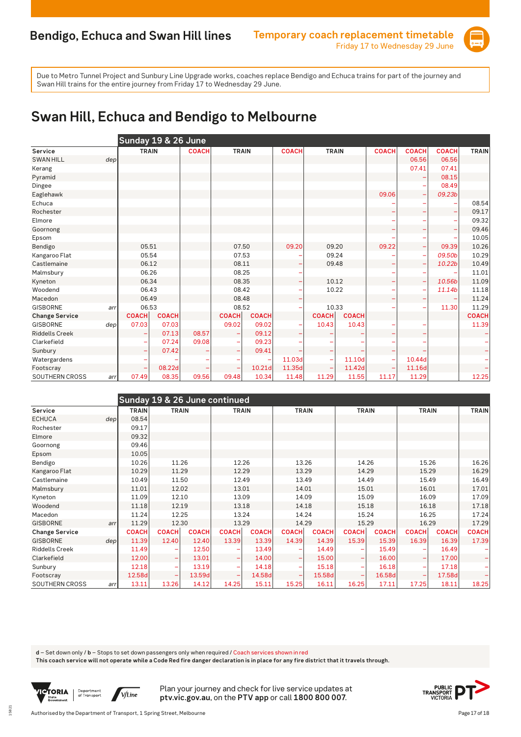## Bendigo, Echuca and Swan Hill lines

**Temporary coach replacement timetable**
Friday 17 to Wednesday 29 June

Due to Metro Tunnel Project and Sunbury Line Upgrade works, coaches replace Bendigo and Echuca trains for part of the journey and Swan Hill trains for the entire journey from Friday 17 to Wednesday 29 June.

# Swan Hill, Echuca and Bendigo to Melbourne

| Sunday 19 & 26 June | | | | | | | | | | | | |
|---|---|---|---|---|---|---|---|---|---|---|---|---|
| **Service** | TRAIN | | COACH | TRAIN | | COACH | TRAIN | | COACH | COACH | COACH | TRAIN |
| SWAN HILL dep | | | | | | | | | | 06.56 | 06.56 | |
| Kerang | | | | | | | | | | 07.41 | 07.41 | |
| Pyramid | | | | | | | | | | – | 08.15 | |
| Dingee | | | | | | | | | | – | 08.49 | |
| Eaglehawk | | | | | | | | | 09.06 | – | *09.23b* | |
| Echuca | | | | | | | | | – | – | – | 08.54 |
| Rochester | | | | | | | | | – | – | – | 09.17 |
| Elmore | | | | | | | | | – | – | – | 09.32 |
| Goornong | | | | | | | | | – | – | – | 09.46 |
| Epsom | | | | | | | | | – | – | – | 10.05 |
| Bendigo | 05.51 | | | 07.50 | | 09.20 | 09.20 | | 09.22 | – | 09.39 | 10.26 |
| Kangaroo Flat | 05.54 | | | 07.53 | | – | 09.24 | | – | – | *09.50b* | 10.29 |
| Castlemaine | 06.12 | | | 08.11 | | – | 09.48 | | – | – | *10.22b* | 10.49 |
| Malmsbury | 06.26 | | | 08.25 | | – | | | – | – | – | 11.01 |
| Kyneton | 06.34 | | | 08.35 | | – | 10.12 | | – | – | *10.56b* | 11.09 |
| Woodend | 06.43 | | | 08.42 | | – | 10.22 | | – | – | *11.14b* | 11.18 |
| Macedon | 06.49 | | | 08.48 | | – | | | – | – | – | 11.24 |
| GISBORNE arr | 06.53 | | | 08.52 | | – | 10.33 | | – | – | 11.30 | 11.29 |
| **Change Service** | COACH | COACH | | COACH | COACH | | COACH | COACH | | | | COACH |
| GISBORNE dep | 07.03 | 07.03 | | 09.02 | 09.02 | – | 10.43 | 10.43 | – | – | | 11.39 |
| Riddells Creek | – | 07.13 | 08.57 | – | 09.12 | – | – | – | – | – | | – |
| Clarkefield | – | 07.24 | 09.08 | – | 09.23 | – | – | – | – | – | | – |
| Sunbury | – | 07.42 | – | – | 09.41 | – | – | – | – | – | | – |
| Watergardens | – | – | – | – | – | 11.03d | – | 11.10d | – | 10.44d | | – |
| Footscray | – | 08.22d | – | – | 10.21d | 11.35d | – | 11.42d | – | 11.16d | | – |
| SOUTHERN CROSS arr | 07.49 | 08.35 | 09.56 | 09.48 | 10.34 | 11.48 | 11.29 | 11.55 | 11.17 | 11.29 | | 12.25 |

| Sunday 19 & 26 June continued | | | | | | | | | | | | |
|---|---|---|---|---|---|---|---|---|---|---|---|---|
| **Service** | TRAIN | TRAIN | | TRAIN | | TRAIN | | TRAIN | | TRAIN | | TRAIN |
| ECHUCA dep | 08.54 | | | | | | | | | | | |
| Rochester | 09.17 | | | | | | | | | | | |
| Elmore | 09.32 | | | | | | | | | | | |
| Goornong | 09.46 | | | | | | | | | | | |
| Epsom | 10.05 | | | | | | | | | | | |
| Bendigo | 10.26 | 11.26 | | 12.26 | | 13.26 | | 14.26 | | 15.26 | | 16.26 |
| Kangaroo Flat | 10.29 | 11.29 | | 12.29 | | 13.29 | | 14.29 | | 15.29 | | 16.29 |
| Castlemaine | 10.49 | 11.50 | | 12.49 | | 13.49 | | 14.49 | | 15.49 | | 16.49 |
| Malmsbury | 11.01 | 12.02 | | 13.01 | | 14.01 | | 15.01 | | 16.01 | | 17.01 |
| Kyneton | 11.09 | 12.10 | | 13.09 | | 14.09 | | 15.09 | | 16.09 | | 17.09 |
| Woodend | 11.18 | 12.19 | | 13.18 | | 14.18 | | 15.18 | | 16.18 | | 17.18 |
| Macedon | 11.24 | 12.25 | | 13.24 | | 14.24 | | 15.24 | | 16.25 | | 17.24 |
| GISBORNE arr | 11.29 | 12.30 | | 13.29 | | 14.29 | | 15.29 | | 16.29 | | 17.29 |
| **Change Service** | COACH | COACH | COACH | COACH | COACH | COACH | COACH | COACH | COACH | COACH | COACH | COACH |
| GISBORNE dep | 11.39 | 12.40 | 12.40 | 13.39 | 13.39 | 14.39 | 14.39 | 15.39 | 15.39 | 16.39 | 16.39 | 17.39 |
| Riddells Creek | 11.49 | – | 12.50 | – | 13.49 | – | 14.49 | – | 15.49 | – | 16.49 | – |
| Clarkefield | 12.00 | – | 13.01 | – | 14.00 | – | 15.00 | – | 16.00 | – | 17.00 | – |
| Sunbury | 12.18 | – | 13.19 | – | 14.18 | – | 15.18 | – | 16.18 | – | 17.18 | – |
| Footscray | 12.58d | – | 13.59d | – | 14.58d | – | 15.58d | – | 16.58d | – | 17.58d | – |
| SOUTHERN CROSS arr | 13.11 | 13.26 | 14.12 | 14.25 | 15.11 | 15.25 | 16.11 | 16.25 | 17.11 | 17.25 | 18.11 | 18.25 |

**d** – Set down only / **b** – Stops to set down passengers only when required / Coach services shown in red
**This coach service will not operate while a Code Red fire danger declaration is in place for any fire district that it travels through.**

Plan your journey and check for live service updates at **ptv.vic.gov.au**, on the **PTV app** or call **1800 800 007**.

Authorised by the Department of Transport, 1 Spring Street, Melbourne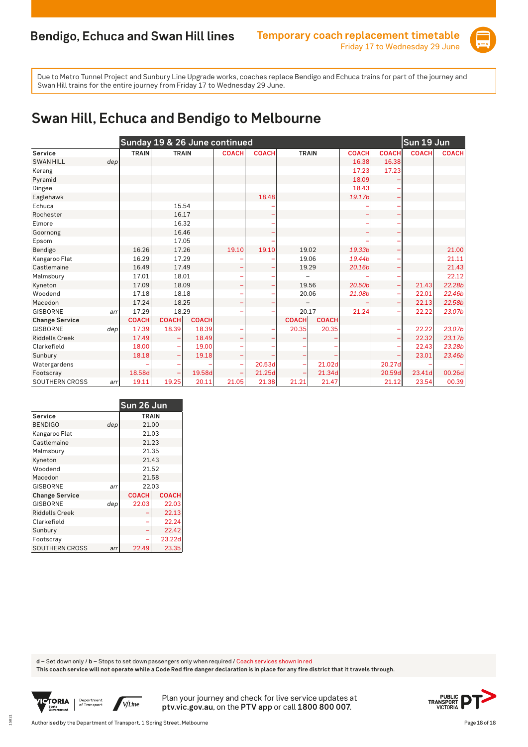| | Sunday 19 & 26 June continued | | | | | | | | | Sun 19 Jun | |
|---|---|---|---|---|---|---|---|---|---|---|---|
| **Service** | **TRAIN** | **TRAIN** | | **COACH** | **COACH** | **TRAIN** | | **COACH** | **COACH** | **COACH** | **COACH** |
| SWAN HILL *dep* | | | | | | | | 16.38 | 16.38 | | |
| Kerang | | | | | | | | 17.23 | 17.23 | | |
| Pyramid | | | | | | | | 18.09 | – | | |
| Dingee | | | | | | | | 18.43 | – | | |
| Eaglehawk | | | | | 18.48 | | | *19.17b* | – | | |
| Echuca | | 15.54 | | | – | | | – | – | | |
| Rochester | | 16.17 | | | – | | | – | – | | |
| Elmore | | 16.32 | | | – | | | – | – | | |
| Goornong | | 16.46 | | | – | | | – | – | | |
| Epsom | | 17.05 | | | – | | | – | – | | |
| Bendigo | 16.26 | 17.26 | | 19.10 | 19.10 | 19.02 | | *19.33b* | – | | 21.00 |
| Kangaroo Flat | 16.29 | 17.29 | | – | – | 19.06 | | *19.44b* | – | | 21.11 |
| Castlemaine | 16.49 | 17.49 | | – | – | 19.29 | | *20.16b* | – | | 21.43 |
| Malmsbury | 17.01 | 18.01 | | – | – | – | | – | – | | 22.12 |
| Kyneton | 17.09 | 18.09 | | – | – | 19.56 | | *20.50b* | – | 21.43 | *22.28b* |
| Woodend | 17.18 | 18.18 | | – | – | 20.06 | | *21.08b* | – | 22.01 | *22.46b* |
| Macedon | 17.24 | 18.25 | | – | – | – | | – | – | 22.13 | *22.58b* |
| GISBORNE *arr* | 17.29 | 18.29 | | – | – | 20.17 | | 21.24 | – | 22.22 | *23.07b* |
| **Change Service** | **COACH** | **COACH** | **COACH** | | | **COACH** | **COACH** | | | | |
| GISBORNE *dep* | 17.39 | 18.39 | 18.39 | – | – | 20.35 | 20.35 | | – | 22.22 | *23.07b* |
| Riddells Creek | 17.49 | – | 18.49 | – | – | – | – | | – | 22.32 | *23.17b* |
| Clarkefield | 18.00 | – | 19.00 | – | – | – | – | | – | 22.43 | *23.28b* |
| Sunbury | 18.18 | – | 19.18 | – | – | – | – | | – | 23.01 | *23.46b* |
| Watergardens | – | – | – | – | 20.53d | – | 21.02d | | 20.27d | – | – |
| Footscray | 18.58d | – | 19.58d | – | 21.25d | – | 21.34d | | 20.59d | 23.41d | 00.26d |
| SOUTHERN CROSS *arr* | 19.11 | 19.25 | 20.11 | 21.05 | 21.38 | 21.21 | 21.47 | | 21.12 | 23.54 | 00.39 |

| | Sun 26 Jun | |
|---|---|---|
| **Service** | **TRAIN** | |
| BENDIGO *dep* | 21.00 | |
| Kangaroo Flat | 21.03 | |
| Castlemaine | 21.23 | |
| Malmsbury | 21.35 | |
| Kyneton | 21.43 | |
| Woodend | 21.52 | |
| Macedon | 21.58 | |
| GISBORNE *arr* | 22.03 | |
| **Change Service** | **COACH** | **COACH** |
| GISBORNE *dep* | 22.03 | 22.03 |
| Riddells Creek | – | 22.13 |
| Clarkefield | – | 22.24 |
| Sunbury | – | 22.42 |
| Footscray | – | 23.22d |
| SOUTHERN CROSS *arr* | 22.49 | 23.35 |

d – Set down only / b – Stops to set down passengers only when required / Coach services shown in red

**This coach service will not operate while a Code Red fire danger declaration is in place for any fire district that it travels through.**

Plan your journey and check for live service updates at **ptv.vic.gov.au**, on the **PTV app** or call **1800 800 007**.

Authorised by the Department of Transport, 1 Spring Street, Melbourne